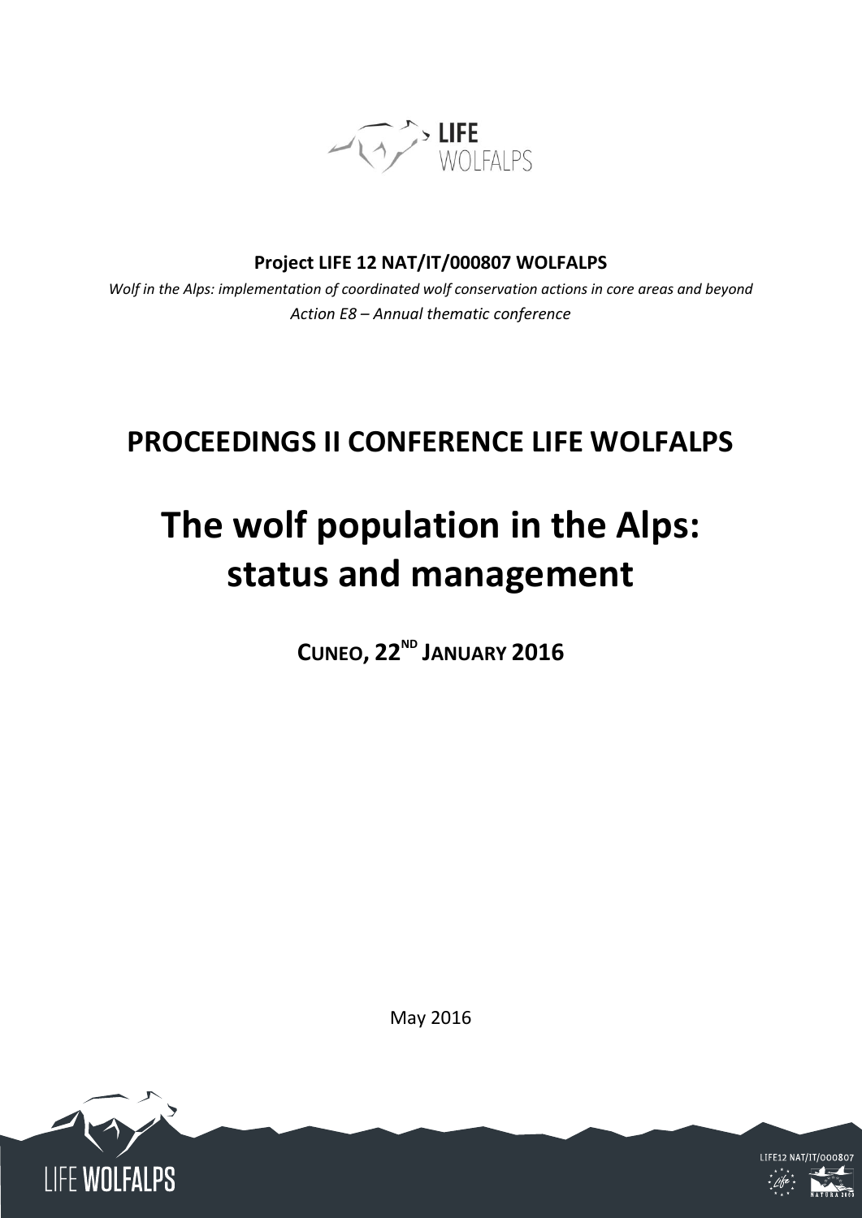**Project LIFE 12 NAT/IT/000807 WOLFALPS**

*Wolf in the Alps: implementation of coordinated wolf conservation actions in core areas and beyond*

*Action E8 – Annual thematic conference*

# PROCEEDINGS II CONFERENCE LIFE WOLFALPS

# The wolf population in the Alps: status and management

## CUNEO, 22ND JANUARY 2016

May 2016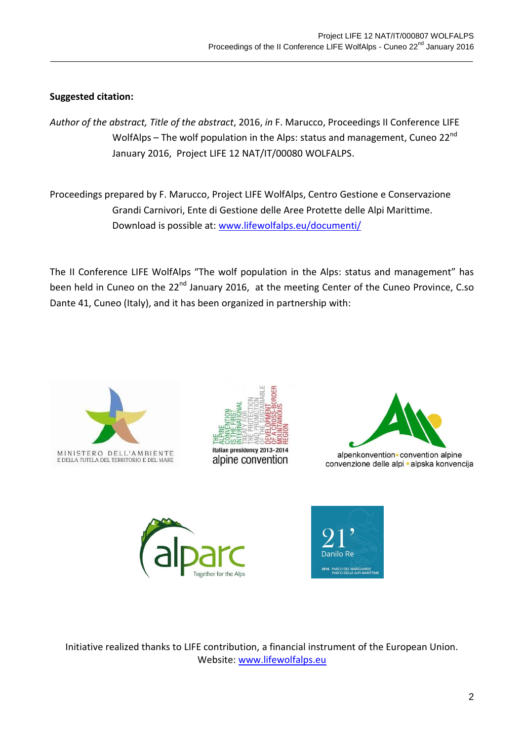**Suggested citation:**

*Author of the abstract, Title of the abstract*, 2016, *in* F. Marucco, Proceedings II Conference LIFE WolfAlps – The wolf population in the Alps: status and management, Cuneo 22nd January 2016, Project LIFE 12 NAT/IT/00080 WOLFALPS.

Proceedings prepared by F. Marucco, Project LIFE WolfAlps, Centro Gestione e Conservazione Grandi Carnivori, Ente di Gestione delle Aree Protette delle Alpi Marittime. Download is possible at: www.lifewolfalps.eu/documenti/

The II Conference LIFE WolfAlps "The wolf population in the Alps: status and management" has been held in Cuneo on the 22nd January 2016, at the meeting Center of the Cuneo Province, C.so Dante 41, Cuneo (Italy), and it has been organized in partnership with:

MINISTERO DELL'AMBIENTE E DELLA TUTELA DEL TERRITORIO E DEL MARE

THE ALPINE CONVENTION IS THE FIRST INTERNATIONAL TREATY FOR THE PROTECTION AND PROMOTION OF THE SUSTAINABLE DEVELOPMENT OF A CROSS-BORDER MOUNTAINOUS REGION
italian presidency 2013-2014
alpine convention

alpenkonvention • convention alpine
convenzione delle alpi • alpska konvencija

alparc
Together for the Alps

21' Danilo Re
2016 PARCO DEL MARGUAREIS PARCO DELLE ALPI MARITTIME

Initiative realized thanks to LIFE contribution, a financial instrument of the European Union.
Website: www.lifewolfalps.eu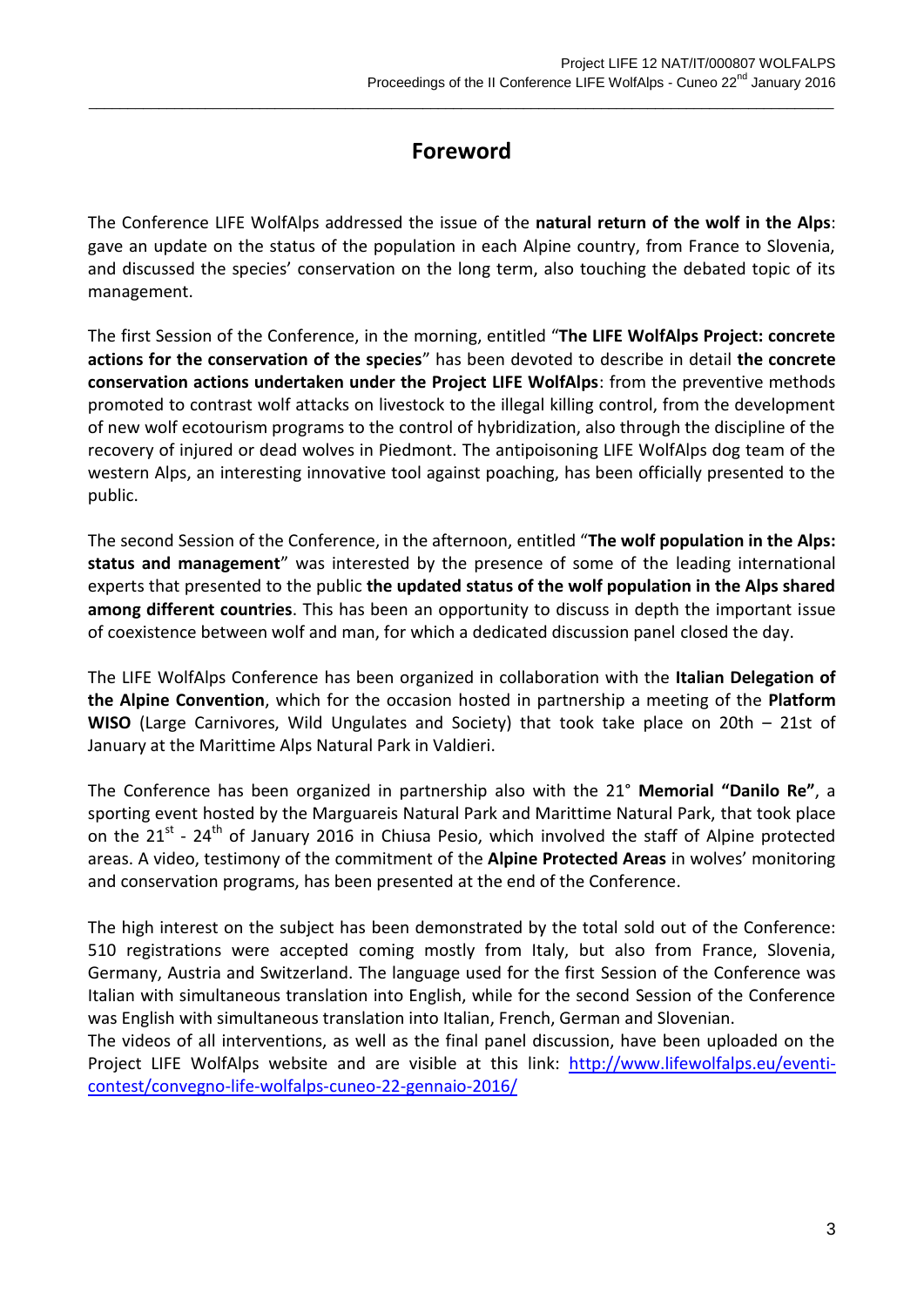# Foreword

The Conference LIFE WolfAlps addressed the issue of the **natural return of the wolf in the Alps**: gave an update on the status of the population in each Alpine country, from France to Slovenia, and discussed the species' conservation on the long term, also touching the debated topic of its management.

The first Session of the Conference, in the morning, entitled "**The LIFE WolfAlps Project: concrete actions for the conservation of the species**" has been devoted to describe in detail **the concrete conservation actions undertaken under the Project LIFE WolfAlps**: from the preventive methods promoted to contrast wolf attacks on livestock to the illegal killing control, from the development of new wolf ecotourism programs to the control of hybridization, also through the discipline of the recovery of injured or dead wolves in Piedmont. The antipoisoning LIFE WolfAlps dog team of the western Alps, an interesting innovative tool against poaching, has been officially presented to the public.

The second Session of the Conference, in the afternoon, entitled "**The wolf population in the Alps: status and management**" was interested by the presence of some of the leading international experts that presented to the public **the updated status of the wolf population in the Alps shared among different countries**. This has been an opportunity to discuss in depth the important issue of coexistence between wolf and man, for which a dedicated discussion panel closed the day.

The LIFE WolfAlps Conference has been organized in collaboration with the **Italian Delegation of the Alpine Convention**, which for the occasion hosted in partnership a meeting of the **Platform WISO** (Large Carnivores, Wild Ungulates and Society) that took take place on 20th – 21st of January at the Marittime Alps Natural Park in Valdieri.

The Conference has been organized in partnership also with the 21° **Memorial "Danilo Re"**, a sporting event hosted by the Marguareis Natural Park and Marittime Natural Park, that took place on the 21st - 24th of January 2016 in Chiusa Pesio, which involved the staff of Alpine protected areas. A video, testimony of the commitment of the **Alpine Protected Areas** in wolves' monitoring and conservation programs, has been presented at the end of the Conference.

The high interest on the subject has been demonstrated by the total sold out of the Conference: 510 registrations were accepted coming mostly from Italy, but also from France, Slovenia, Germany, Austria and Switzerland. The language used for the first Session of the Conference was Italian with simultaneous translation into English, while for the second Session of the Conference was English with simultaneous translation into Italian, French, German and Slovenian.
The videos of all interventions, as well as the final panel discussion, have been uploaded on the Project LIFE WolfAlps website and are visible at this link: [http://www.lifewolfalps.eu/eventi-contest/convegno-life-wolfalps-cuneo-22-gennaio-2016/](http://www.lifewolfalps.eu/eventi-contest/convegno-life-wolfalps-cuneo-22-gennaio-2016/)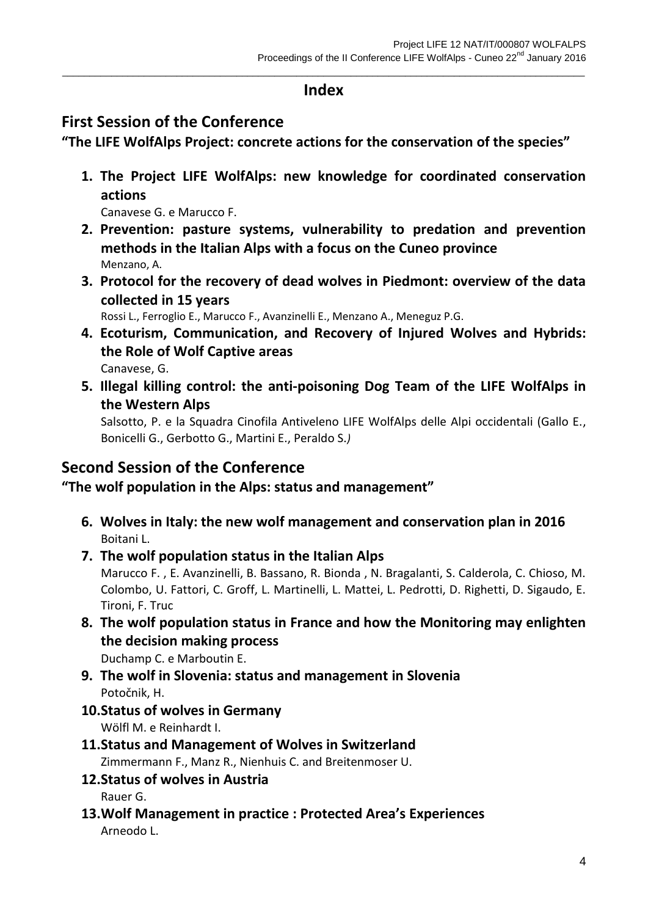# Index

## First Session of the Conference

**"The LIFE WolfAlps Project: concrete actions for the conservation of the species"**

1. **The Project LIFE WolfAlps: new knowledge for coordinated conservation actions**
   Canavese G. e Marucco F.
2. **Prevention: pasture systems, vulnerability to predation and prevention methods in the Italian Alps with a focus on the Cuneo province**
   Menzano, A.
3. **Protocol for the recovery of dead wolves in Piedmont: overview of the data collected in 15 years**
   Rossi L., Ferroglio E., Marucco F., Avanzinelli E., Menzano A., Meneguz P.G.
4. **Ecoturism, Communication, and Recovery of Injured Wolves and Hybrids: the Role of Wolf Captive areas**
   Canavese, G.
5. **Illegal killing control: the anti-poisoning Dog Team of the LIFE WolfAlps in the Western Alps**
   Salsotto, P. e la Squadra Cinofila Antiveleno LIFE WolfAlps delle Alpi occidentali (Gallo E., Bonicelli G., Gerbotto G., Martini E., Peraldo S.*)*

## Second Session of the Conference

**"The wolf population in the Alps: status and management"**

6. **Wolves in Italy: the new wolf management and conservation plan in 2016**
   Boitani L.
7. **The wolf population status in the Italian Alps**
   Marucco F. , E. Avanzinelli, B. Bassano, R. Bionda , N. Bragalanti, S. Calderola, C. Chioso, M. Colombo, U. Fattori, C. Groff, L. Martinelli, L. Mattei, L. Pedrotti, D. Righetti, D. Sigaudo, E. Tironi, F. Truc
8. **The wolf population status in France and how the Monitoring may enlighten the decision making process**
   Duchamp C. e Marboutin E.
9. **The wolf in Slovenia: status and management in Slovenia**
   Potočnik, H.
10. **Status of wolves in Germany**
    Wölfl M. e Reinhardt I.
11. **Status and Management of Wolves in Switzerland**
    Zimmermann F., Manz R., Nienhuis C. and Breitenmoser U.
12. **Status of wolves in Austria**
    Rauer G.
13. **Wolf Management in practice : Protected Area's Experiences**
    Arneodo L.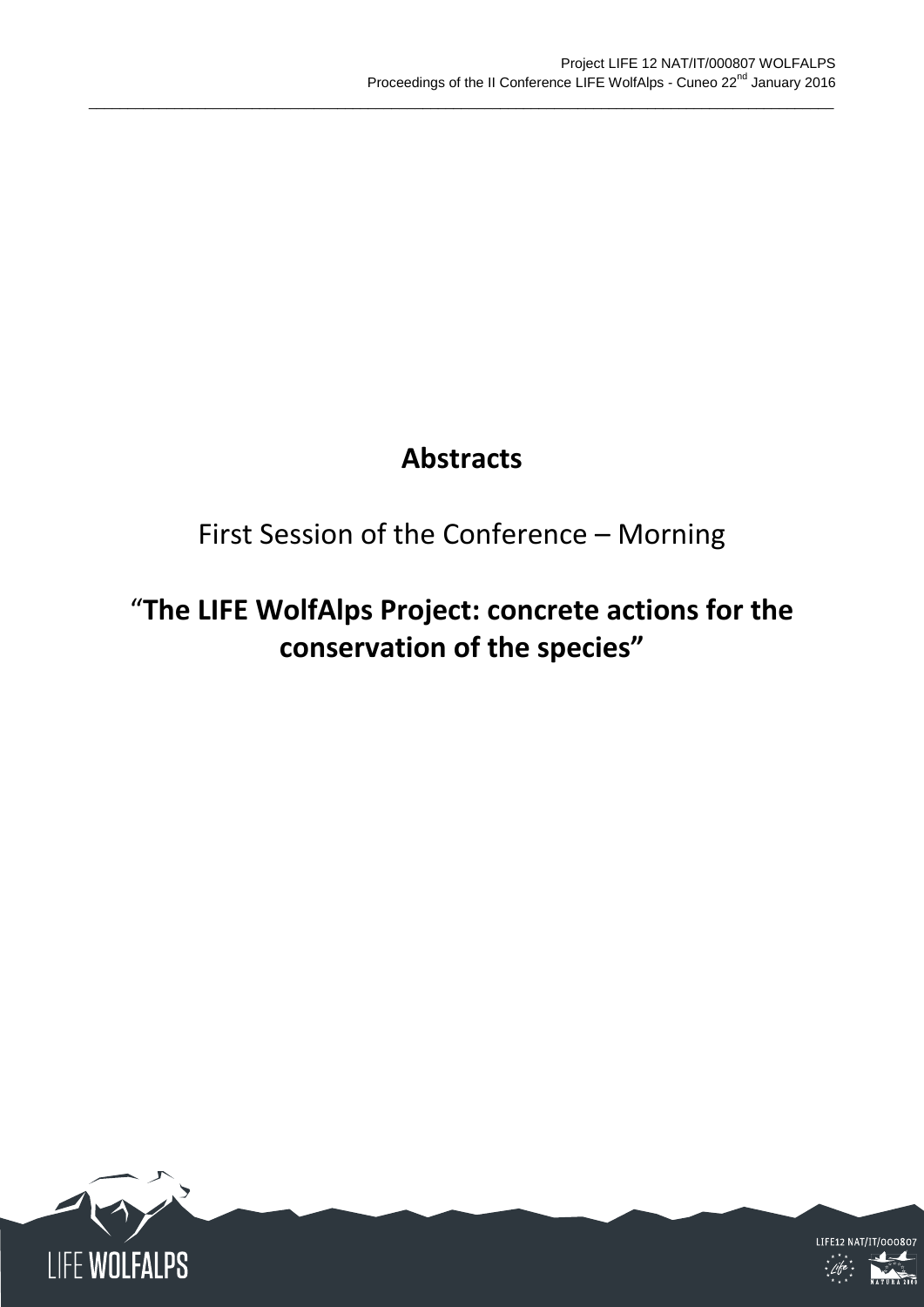# Abstracts

## First Session of the Conference – Morning

## "**The LIFE WolfAlps Project: concrete actions for the conservation of the species"**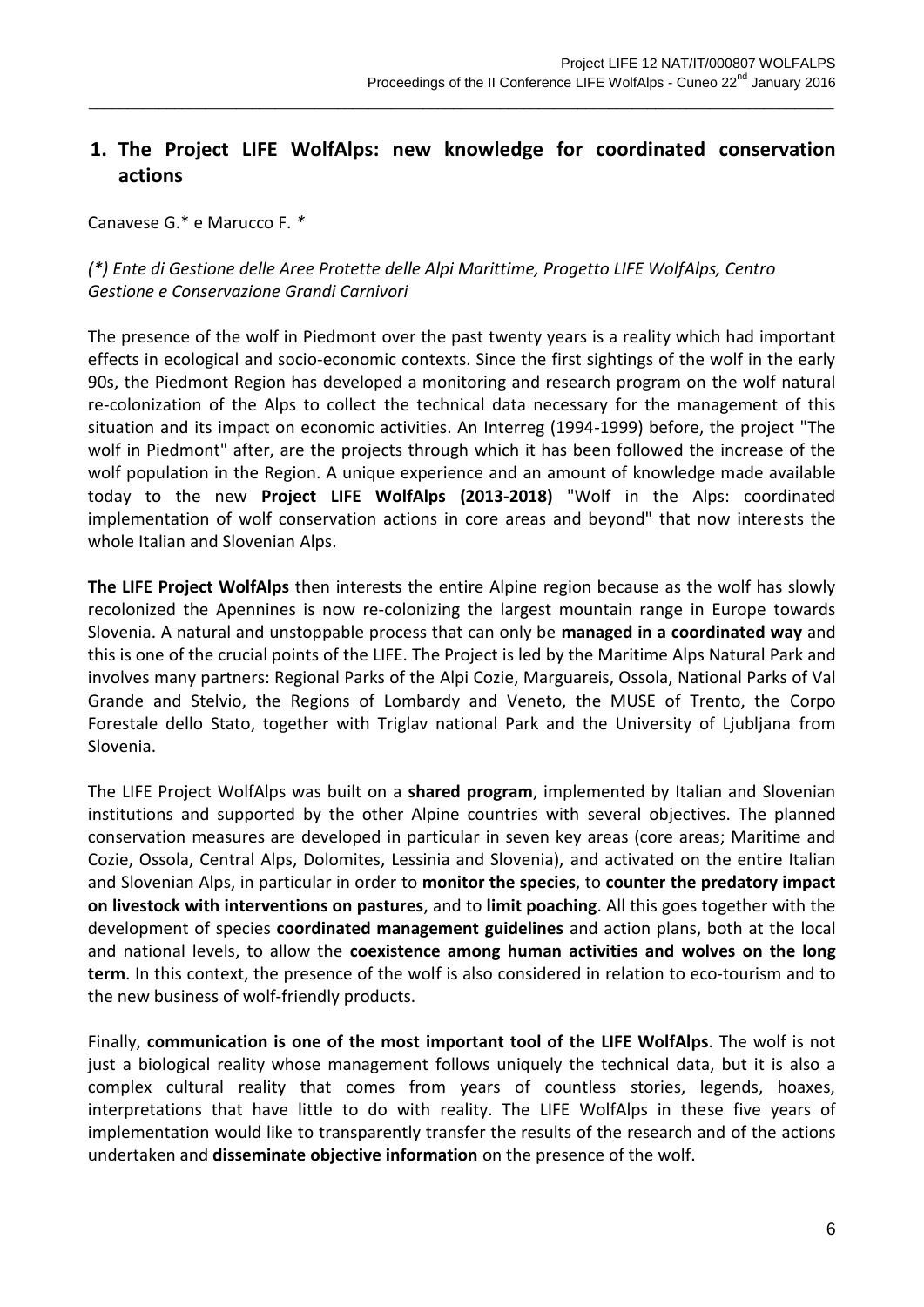## 1. The Project LIFE WolfAlps: new knowledge for coordinated conservation actions

Canavese G.* e Marucco F. *

*(\*) Ente di Gestione delle Aree Protette delle Alpi Marittime, Progetto LIFE WolfAlps, Centro Gestione e Conservazione Grandi Carnivori*

The presence of the wolf in Piedmont over the past twenty years is a reality which had important effects in ecological and socio-economic contexts. Since the first sightings of the wolf in the early 90s, the Piedmont Region has developed a monitoring and research program on the wolf natural re-colonization of the Alps to collect the technical data necessary for the management of this situation and its impact on economic activities. An Interreg (1994-1999) before, the project "The wolf in Piedmont" after, are the projects through which it has been followed the increase of the wolf population in the Region. A unique experience and an amount of knowledge made available today to the new **Project LIFE WolfAlps (2013-2018)** "Wolf in the Alps: coordinated implementation of wolf conservation actions in core areas and beyond" that now interests the whole Italian and Slovenian Alps.

**The LIFE Project WolfAlps** then interests the entire Alpine region because as the wolf has slowly recolonized the Apennines is now re-colonizing the largest mountain range in Europe towards Slovenia. A natural and unstoppable process that can only be **managed in a coordinated way** and this is one of the crucial points of the LIFE. The Project is led by the Maritime Alps Natural Park and involves many partners: Regional Parks of the Alpi Cozie, Marguareis, Ossola, National Parks of Val Grande and Stelvio, the Regions of Lombardy and Veneto, the MUSE of Trento, the Corpo Forestale dello Stato, together with Triglav national Park and the University of Ljubljana from Slovenia.

The LIFE Project WolfAlps was built on a **shared program**, implemented by Italian and Slovenian institutions and supported by the other Alpine countries with several objectives. The planned conservation measures are developed in particular in seven key areas (core areas; Maritime and Cozie, Ossola, Central Alps, Dolomites, Lessinia and Slovenia), and activated on the entire Italian and Slovenian Alps, in particular in order to **monitor the species**, to **counter the predatory impact on livestock with interventions on pastures**, and to **limit poaching**. All this goes together with the development of species **coordinated management guidelines** and action plans, both at the local and national levels, to allow the **coexistence among human activities and wolves on the long term**. In this context, the presence of the wolf is also considered in relation to eco-tourism and to the new business of wolf-friendly products.

Finally, **communication is one of the most important tool of the LIFE WolfAlps**. The wolf is not just a biological reality whose management follows uniquely the technical data, but it is also a complex cultural reality that comes from years of countless stories, legends, hoaxes, interpretations that have little to do with reality. The LIFE WolfAlps in these five years of implementation would like to transparently transfer the results of the research and of the actions undertaken and **disseminate objective information** on the presence of the wolf.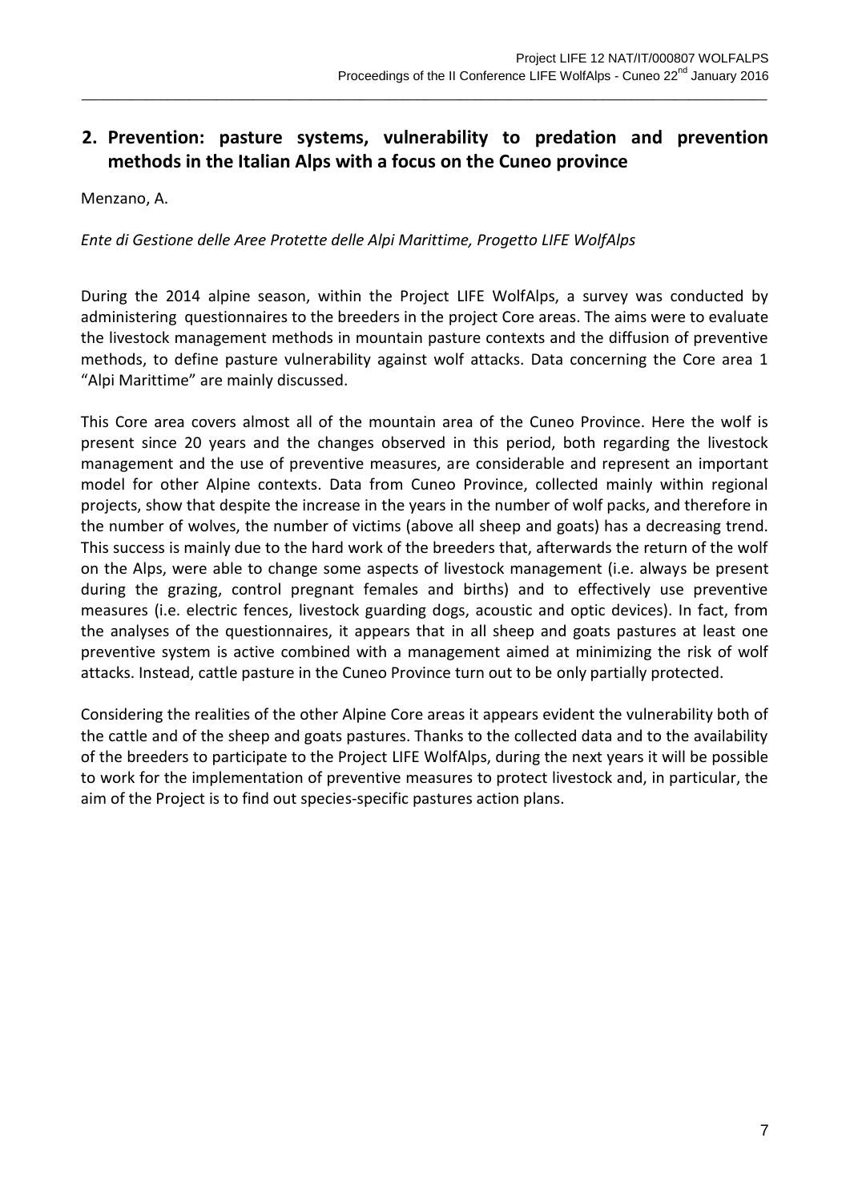## 2. Prevention: pasture systems, vulnerability to predation and prevention methods in the Italian Alps with a focus on the Cuneo province

Menzano, A.

*Ente di Gestione delle Aree Protette delle Alpi Marittime, Progetto LIFE WolfAlps*

During the 2014 alpine season, within the Project LIFE WolfAlps, a survey was conducted by administering questionnaires to the breeders in the project Core areas. The aims were to evaluate the livestock management methods in mountain pasture contexts and the diffusion of preventive methods, to define pasture vulnerability against wolf attacks. Data concerning the Core area 1 "Alpi Marittime" are mainly discussed.

This Core area covers almost all of the mountain area of the Cuneo Province. Here the wolf is present since 20 years and the changes observed in this period, both regarding the livestock management and the use of preventive measures, are considerable and represent an important model for other Alpine contexts. Data from Cuneo Province, collected mainly within regional projects, show that despite the increase in the years in the number of wolf packs, and therefore in the number of wolves, the number of victims (above all sheep and goats) has a decreasing trend. This success is mainly due to the hard work of the breeders that, afterwards the return of the wolf on the Alps, were able to change some aspects of livestock management (i.e. always be present during the grazing, control pregnant females and births) and to effectively use preventive measures (i.e. electric fences, livestock guarding dogs, acoustic and optic devices). In fact, from the analyses of the questionnaires, it appears that in all sheep and goats pastures at least one preventive system is active combined with a management aimed at minimizing the risk of wolf attacks. Instead, cattle pasture in the Cuneo Province turn out to be only partially protected.

Considering the realities of the other Alpine Core areas it appears evident the vulnerability both of the cattle and of the sheep and goats pastures. Thanks to the collected data and to the availability of the breeders to participate to the Project LIFE WolfAlps, during the next years it will be possible to work for the implementation of preventive measures to protect livestock and, in particular, the aim of the Project is to find out species-specific pastures action plans.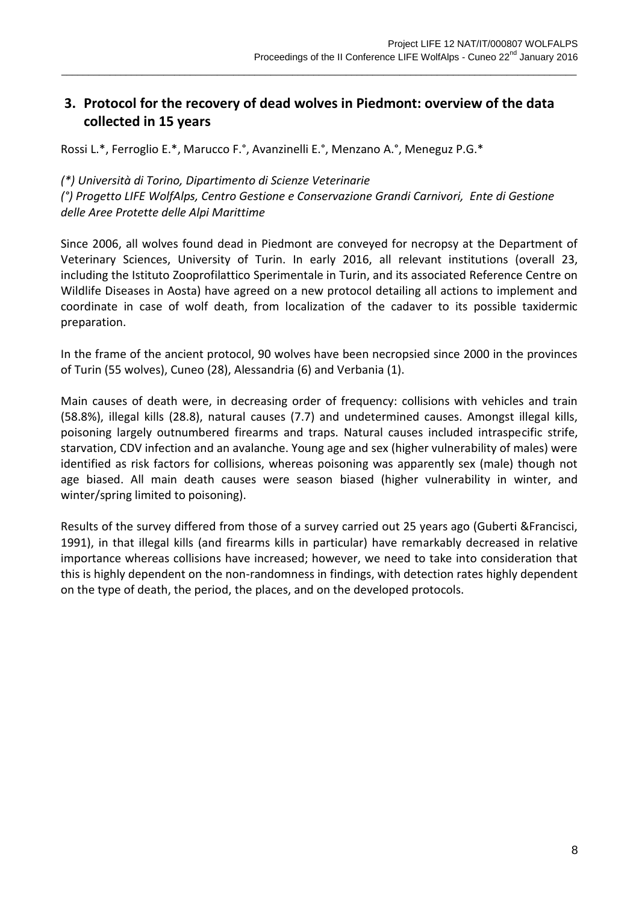## 3. Protocol for the recovery of dead wolves in Piedmont: overview of the data collected in 15 years

Rossi L.*, Ferroglio E.*, Marucco F.°, Avanzinelli E.°, Menzano A.°, Meneguz P.G.*

*(*) Università di Torino, Dipartimento di Scienze Veterinarie*

*(°) Progetto LIFE WolfAlps, Centro Gestione e Conservazione Grandi Carnivori, Ente di Gestione delle Aree Protette delle Alpi Marittime*

Since 2006, all wolves found dead in Piedmont are conveyed for necropsy at the Department of Veterinary Sciences, University of Turin. In early 2016, all relevant institutions (overall 23, including the Istituto Zooprofilattico Sperimentale in Turin, and its associated Reference Centre on Wildlife Diseases in Aosta) have agreed on a new protocol detailing all actions to implement and coordinate in case of wolf death, from localization of the cadaver to its possible taxidermic preparation.

In the frame of the ancient protocol, 90 wolves have been necropsied since 2000 in the provinces of Turin (55 wolves), Cuneo (28), Alessandria (6) and Verbania (1).

Main causes of death were, in decreasing order of frequency: collisions with vehicles and train (58.8%), illegal kills (28.8), natural causes (7.7) and undetermined causes. Amongst illegal kills, poisoning largely outnumbered firearms and traps. Natural causes included intraspecific strife, starvation, CDV infection and an avalanche. Young age and sex (higher vulnerability of males) were identified as risk factors for collisions, whereas poisoning was apparently sex (male) though not age biased. All main death causes were season biased (higher vulnerability in winter, and winter/spring limited to poisoning).

Results of the survey differed from those of a survey carried out 25 years ago (Guberti &Francisci, 1991), in that illegal kills (and firearms kills in particular) have remarkably decreased in relative importance whereas collisions have increased; however, we need to take into consideration that this is highly dependent on the non-randomness in findings, with detection rates highly dependent on the type of death, the period, the places, and on the developed protocols.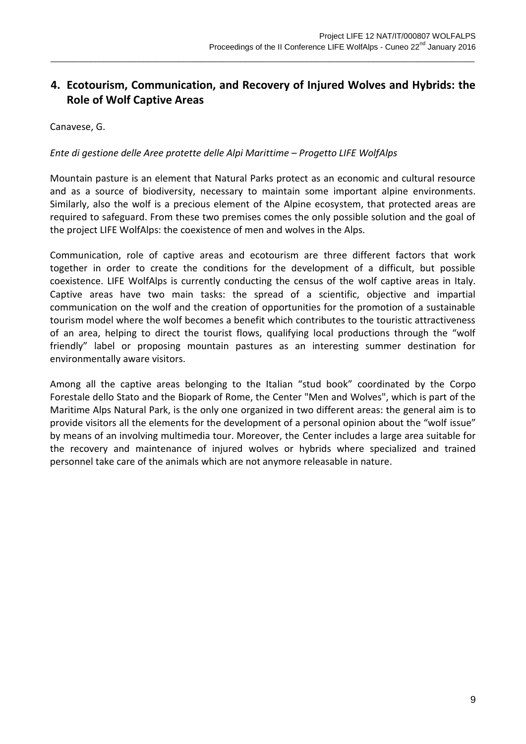## 4. Ecotourism, Communication, and Recovery of Injured Wolves and Hybrids: the Role of Wolf Captive Areas

Canavese, G.

*Ente di gestione delle Aree protette delle Alpi Marittime – Progetto LIFE WolfAlps*

Mountain pasture is an element that Natural Parks protect as an economic and cultural resource and as a source of biodiversity, necessary to maintain some important alpine environments. Similarly, also the wolf is a precious element of the Alpine ecosystem, that protected areas are required to safeguard. From these two premises comes the only possible solution and the goal of the project LIFE WolfAlps: the coexistence of men and wolves in the Alps.

Communication, role of captive areas and ecotourism are three different factors that work together in order to create the conditions for the development of a difficult, but possible coexistence. LIFE WolfAlps is currently conducting the census of the wolf captive areas in Italy. Captive areas have two main tasks: the spread of a scientific, objective and impartial communication on the wolf and the creation of opportunities for the promotion of a sustainable tourism model where the wolf becomes a benefit which contributes to the touristic attractiveness of an area, helping to direct the tourist flows, qualifying local productions through the "wolf friendly" label or proposing mountain pastures as an interesting summer destination for environmentally aware visitors.

Among all the captive areas belonging to the Italian "stud book" coordinated by the Corpo Forestale dello Stato and the Biopark of Rome, the Center "Men and Wolves", which is part of the Maritime Alps Natural Park, is the only one organized in two different areas: the general aim is to provide visitors all the elements for the development of a personal opinion about the "wolf issue" by means of an involving multimedia tour. Moreover, the Center includes a large area suitable for the recovery and maintenance of injured wolves or hybrids where specialized and trained personnel take care of the animals which are not anymore releasable in nature.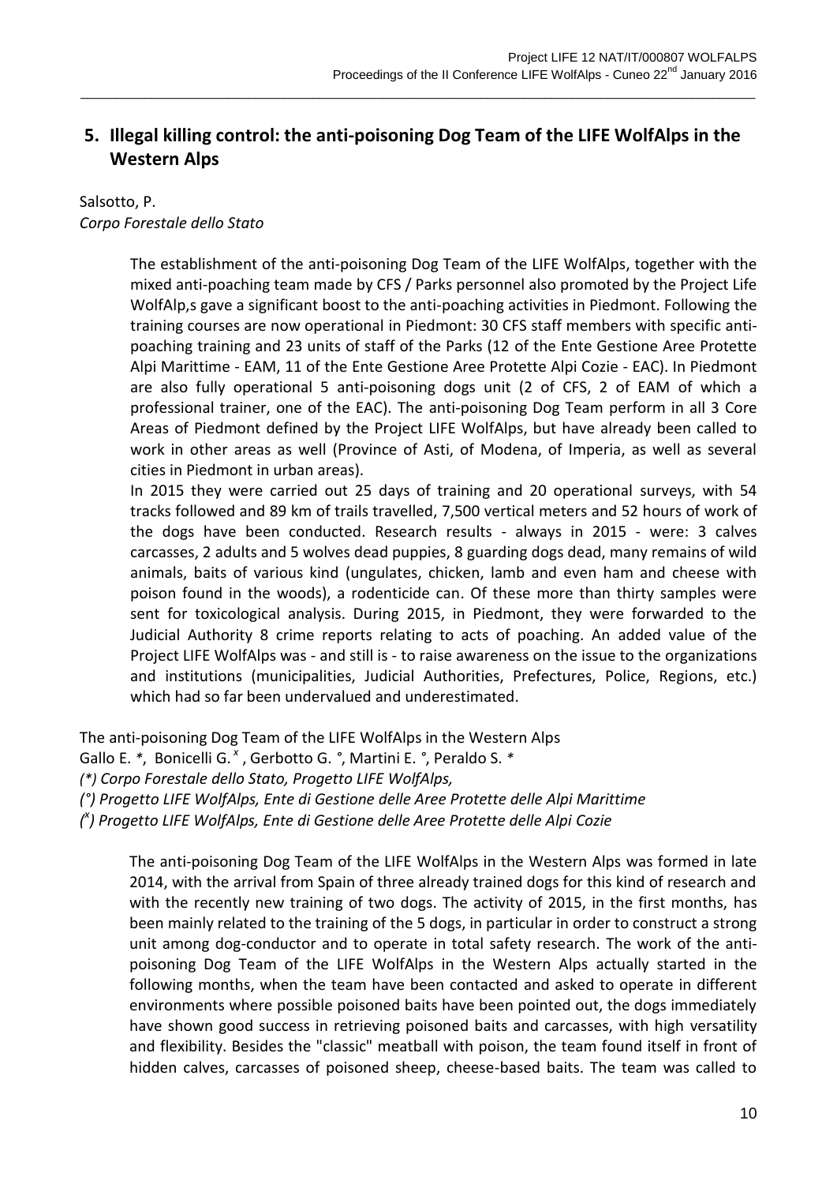## 5. Illegal killing control: the anti-poisoning Dog Team of the LIFE WolfAlps in the Western Alps

Salsotto, P.
*Corpo Forestale dello Stato*

The establishment of the anti-poisoning Dog Team of the LIFE WolfAlps, together with the mixed anti-poaching team made by CFS / Parks personnel also promoted by the Project Life WolfAlp,s gave a significant boost to the anti-poaching activities in Piedmont. Following the training courses are now operational in Piedmont: 30 CFS staff members with specific anti-poaching training and 23 units of staff of the Parks (12 of the Ente Gestione Aree Protette Alpi Marittime - EAM, 11 of the Ente Gestione Aree Protette Alpi Cozie - EAC). In Piedmont are also fully operational 5 anti-poisoning dogs unit (2 of CFS, 2 of EAM of which a professional trainer, one of the EAC). The anti-poisoning Dog Team perform in all 3 Core Areas of Piedmont defined by the Project LIFE WolfAlps, but have already been called to work in other areas as well (Province of Asti, of Modena, of Imperia, as well as several cities in Piedmont in urban areas).

In 2015 they were carried out 25 days of training and 20 operational surveys, with 54 tracks followed and 89 km of trails travelled, 7,500 vertical meters and 52 hours of work of the dogs have been conducted. Research results - always in 2015 - were: 3 calves carcasses, 2 adults and 5 wolves dead puppies, 8 guarding dogs dead, many remains of wild animals, baits of various kind (ungulates, chicken, lamb and even ham and cheese with poison found in the woods), a rodenticide can. Of these more than thirty samples were sent for toxicological analysis. During 2015, in Piedmont, they were forwarded to the Judicial Authority 8 crime reports relating to acts of poaching. An added value of the Project LIFE WolfAlps was - and still is - to raise awareness on the issue to the organizations and institutions (municipalities, Judicial Authorities, Prefectures, Police, Regions, etc.) which had so far been undervalued and underestimated.

The anti-poisoning Dog Team of the LIFE WolfAlps in the Western Alps
Gallo E. *, Bonicelli G. [x], Gerbotto G. °, Martini E. °, Peraldo S. *
*(\*) Corpo Forestale dello Stato, Progetto LIFE WolfAlps,*
*(°) Progetto LIFE WolfAlps, Ente di Gestione delle Aree Protette delle Alpi Marittime*
*([x]) Progetto LIFE WolfAlps, Ente di Gestione delle Aree Protette delle Alpi Cozie*

The anti-poisoning Dog Team of the LIFE WolfAlps in the Western Alps was formed in late 2014, with the arrival from Spain of three already trained dogs for this kind of research and with the recently new training of two dogs. The activity of 2015, in the first months, has been mainly related to the training of the 5 dogs, in particular in order to construct a strong unit among dog-conductor and to operate in total safety research. The work of the anti-poisoning Dog Team of the LIFE WolfAlps in the Western Alps actually started in the following months, when the team have been contacted and asked to operate in different environments where possible poisoned baits have been pointed out, the dogs immediately have shown good success in retrieving poisoned baits and carcasses, with high versatility and flexibility. Besides the "classic" meatball with poison, the team found itself in front of hidden calves, carcasses of poisoned sheep, cheese-based baits. The team was called to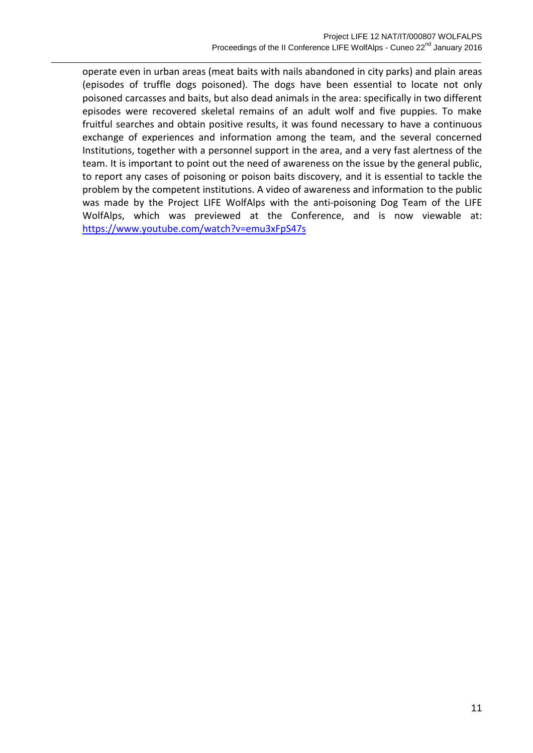operate even in urban areas (meat baits with nails abandoned in city parks) and plain areas (episodes of truffle dogs poisoned). The dogs have been essential to locate not only poisoned carcasses and baits, but also dead animals in the area: specifically in two different episodes were recovered skeletal remains of an adult wolf and five puppies. To make fruitful searches and obtain positive results, it was found necessary to have a continuous exchange of experiences and information among the team, and the several concerned Institutions, together with a personnel support in the area, and a very fast alertness of the team. It is important to point out the need of awareness on the issue by the general public, to report any cases of poisoning or poison baits discovery, and it is essential to tackle the problem by the competent institutions. A video of awareness and information to the public was made by the Project LIFE WolfAlps with the anti-poisoning Dog Team of the LIFE WolfAlps, which was previewed at the Conference, and is now viewable at: https://www.youtube.com/watch?v=emu3xFpS47s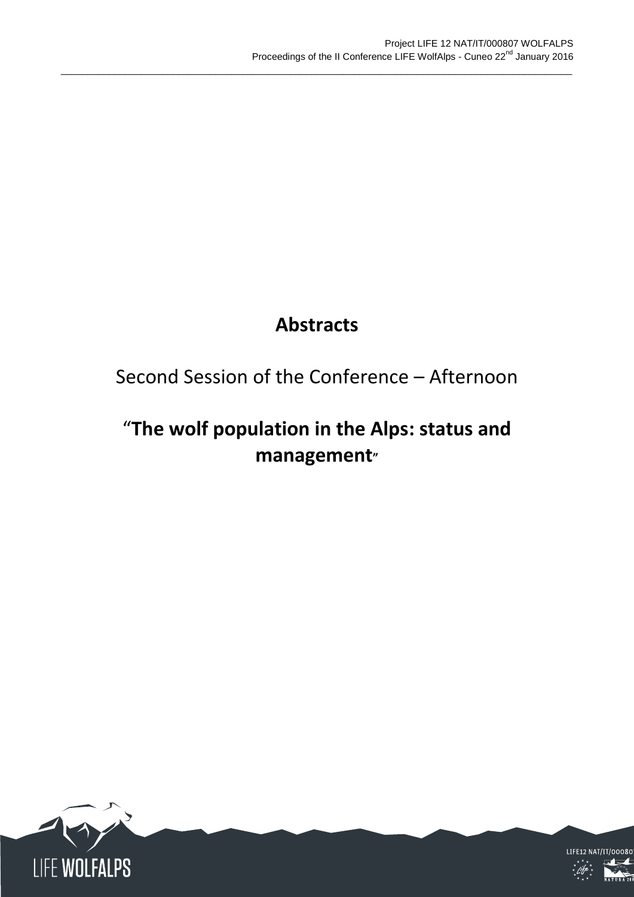# Abstracts

## Second Session of the Conference – Afternoon

## "The wolf population in the Alps: status and management"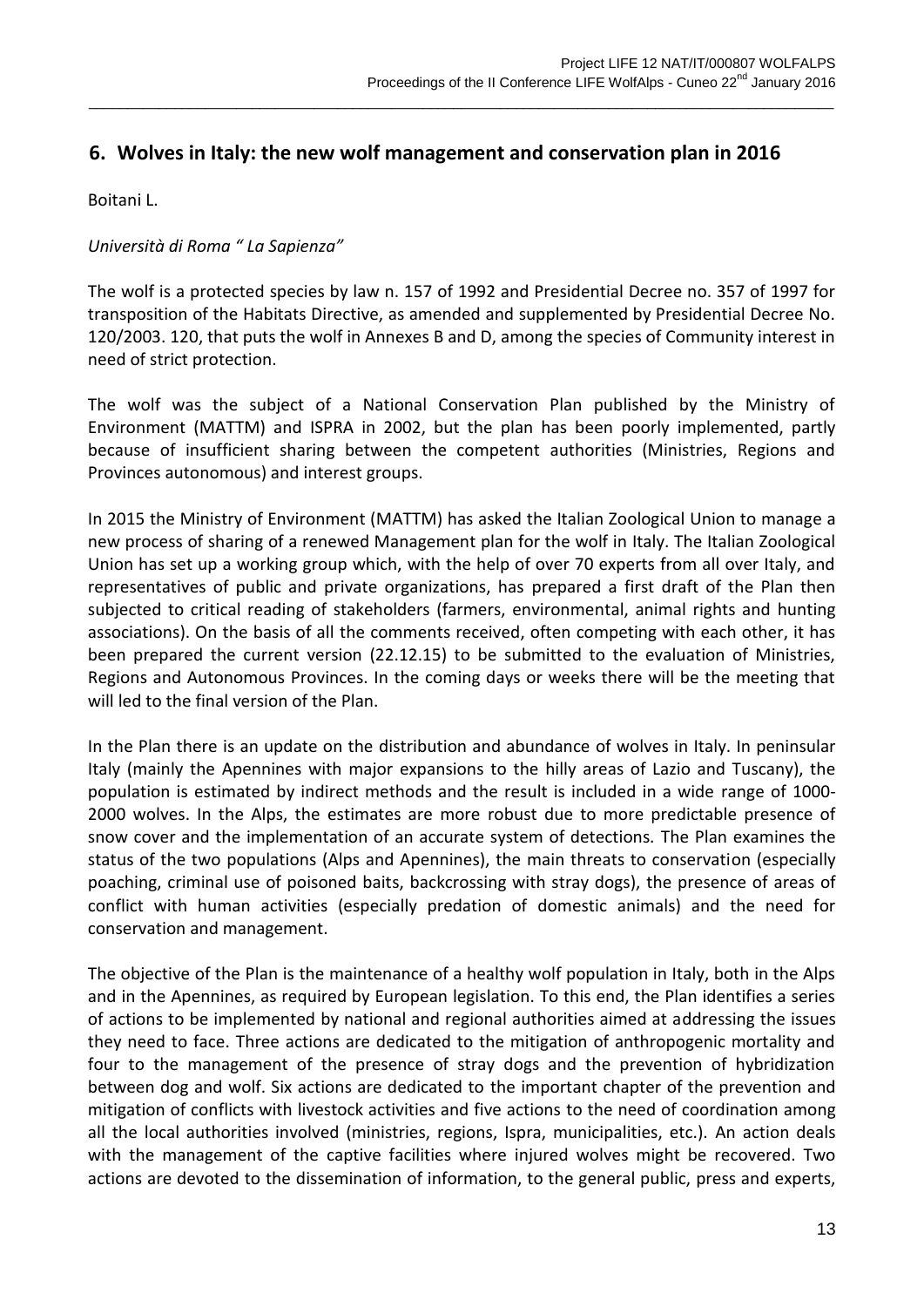## 6. Wolves in Italy: the new wolf management and conservation plan in 2016

Boitani L.

*Università di Roma " La Sapienza"*

The wolf is a protected species by law n. 157 of 1992 and Presidential Decree no. 357 of 1997 for transposition of the Habitats Directive, as amended and supplemented by Presidential Decree No. 120/2003. 120, that puts the wolf in Annexes B and D, among the species of Community interest in need of strict protection.

The wolf was the subject of a National Conservation Plan published by the Ministry of Environment (MATTM) and ISPRA in 2002, but the plan has been poorly implemented, partly because of insufficient sharing between the competent authorities (Ministries, Regions and Provinces autonomous) and interest groups.

In 2015 the Ministry of Environment (MATTM) has asked the Italian Zoological Union to manage a new process of sharing of a renewed Management plan for the wolf in Italy. The Italian Zoological Union has set up a working group which, with the help of over 70 experts from all over Italy, and representatives of public and private organizations, has prepared a first draft of the Plan then subjected to critical reading of stakeholders (farmers, environmental, animal rights and hunting associations). On the basis of all the comments received, often competing with each other, it has been prepared the current version (22.12.15) to be submitted to the evaluation of Ministries, Regions and Autonomous Provinces. In the coming days or weeks there will be the meeting that will led to the final version of the Plan.

In the Plan there is an update on the distribution and abundance of wolves in Italy. In peninsular Italy (mainly the Apennines with major expansions to the hilly areas of Lazio and Tuscany), the population is estimated by indirect methods and the result is included in a wide range of 1000-2000 wolves. In the Alps, the estimates are more robust due to more predictable presence of snow cover and the implementation of an accurate system of detections. The Plan examines the status of the two populations (Alps and Apennines), the main threats to conservation (especially poaching, criminal use of poisoned baits, backcrossing with stray dogs), the presence of areas of conflict with human activities (especially predation of domestic animals) and the need for conservation and management.

The objective of the Plan is the maintenance of a healthy wolf population in Italy, both in the Alps and in the Apennines, as required by European legislation. To this end, the Plan identifies a series of actions to be implemented by national and regional authorities aimed at addressing the issues they need to face. Three actions are dedicated to the mitigation of anthropogenic mortality and four to the management of the presence of stray dogs and the prevention of hybridization between dog and wolf. Six actions are dedicated to the important chapter of the prevention and mitigation of conflicts with livestock activities and five actions to the need of coordination among all the local authorities involved (ministries, regions, Ispra, municipalities, etc.). An action deals with the management of the captive facilities where injured wolves might be recovered. Two actions are devoted to the dissemination of information, to the general public, press and experts,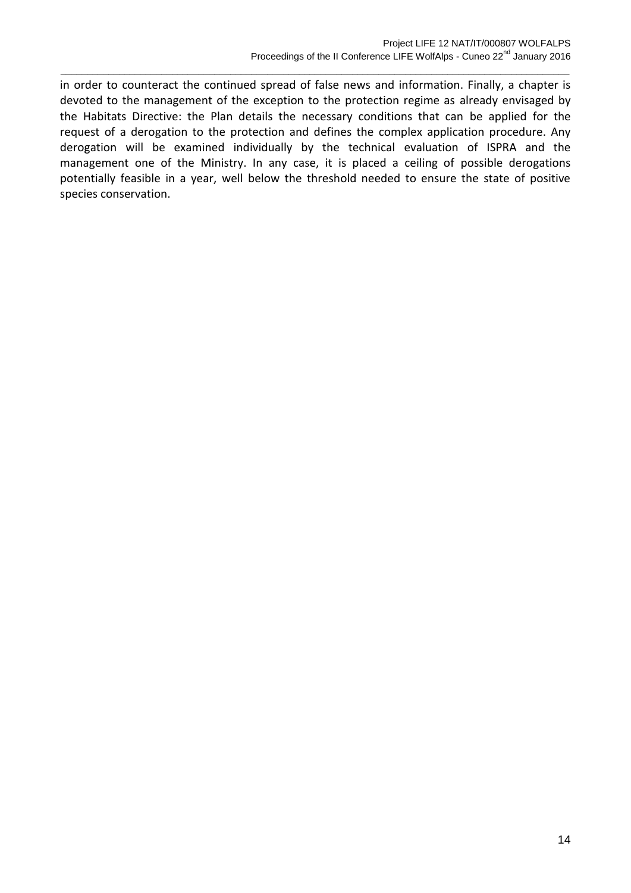in order to counteract the continued spread of false news and information. Finally, a chapter is devoted to the management of the exception to the protection regime as already envisaged by the Habitats Directive: the Plan details the necessary conditions that can be applied for the request of a derogation to the protection and defines the complex application procedure. Any derogation will be examined individually by the technical evaluation of ISPRA and the management one of the Ministry. In any case, it is placed a ceiling of possible derogations potentially feasible in a year, well below the threshold needed to ensure the state of positive species conservation.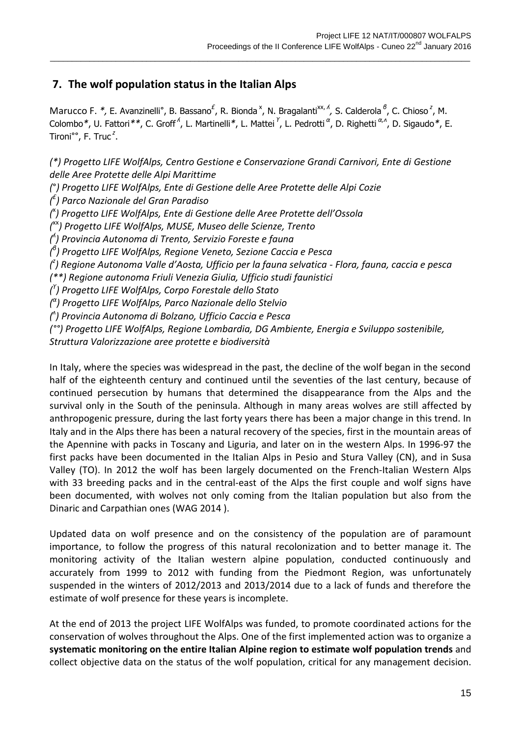## 7. The wolf population status in the Italian Alps

Marucco F. *, E. Avanzinelli°, B. Bassano[£], R. Bionda[x], N. Bragalanti[xx, ʎ], S. Calderola[β], C. Chioso[z], M. Colombo*, U. Fattori**, C. Groff[ʎ], L. Martinelli*, L. Mattei[ϒ], L. Pedrotti[α], D. Righetti[α,^], D. Sigaudo*, E. Tironi°°, F. Truc[z].

*(\*) Progetto LIFE WolfAlps, Centro Gestione e Conservazione Grandi Carnivori, Ente di Gestione delle Aree Protette delle Alpi Marittime*

*(°) Progetto LIFE WolfAlps, Ente di Gestione delle Aree Protette delle Alpi Cozie*

*(£) Parco Nazionale del Gran Paradiso*

*(x) Progetto LIFE WolfAlps, Ente di Gestione delle Aree Protette dell'Ossola*

*(xx) Progetto LIFE WolfAlps, MUSE, Museo delle Scienze, Trento*

*(ʎ) Provincia Autonoma di Trento, Servizio Foreste e fauna*

*(β) Progetto LIFE WolfAlps, Regione Veneto, Sezione Caccia e Pesca*

*(z) Regione Autonoma Valle d'Aosta, Ufficio per la fauna selvatica - Flora, fauna, caccia e pesca*

*(\*\*) Regione autonoma Friuli Venezia Giulia, Ufficio studi faunistici*

*(ϒ) Progetto LIFE WolfAlps, Corpo Forestale dello Stato*

*(α) Progetto LIFE WolfAlps, Parco Nazionale dello Stelvio*

*(^) Provincia Autonoma di Bolzano, Ufficio Caccia e Pesca*

*(°°) Progetto LIFE WolfAlps, Regione Lombardia, DG Ambiente, Energia e Sviluppo sostenibile, Struttura Valorizzazione aree protette e biodiversità*

In Italy, where the species was widespread in the past, the decline of the wolf began in the second half of the eighteenth century and continued until the seventies of the last century, because of continued persecution by humans that determined the disappearance from the Alps and the survival only in the South of the peninsula. Although in many areas wolves are still affected by anthropogenic pressure, during the last forty years there has been a major change in this trend. In Italy and in the Alps there has been a natural recovery of the species, first in the mountain areas of the Apennine with packs in Toscany and Liguria, and later on in the western Alps. In 1996-97 the first packs have been documented in the Italian Alps in Pesio and Stura Valley (CN), and in Susa Valley (TO). In 2012 the wolf has been largely documented on the French-Italian Western Alps with 33 breeding packs and in the central-east of the Alps the first couple and wolf signs have been documented, with wolves not only coming from the Italian population but also from the Dinaric and Carpathian ones (WAG 2014 ).

Updated data on wolf presence and on the consistency of the population are of paramount importance, to follow the progress of this natural recolonization and to better manage it. The monitoring activity of the Italian western alpine population, conducted continuously and accurately from 1999 to 2012 with funding from the Piedmont Region, was unfortunately suspended in the winters of 2012/2013 and 2013/2014 due to a lack of funds and therefore the estimate of wolf presence for these years is incomplete.

At the end of 2013 the project LIFE WolfAlps was funded, to promote coordinated actions for the conservation of wolves throughout the Alps. One of the first implemented action was to organize a **systematic monitoring on the entire Italian Alpine region to estimate wolf population trends** and collect objective data on the status of the wolf population, critical for any management decision.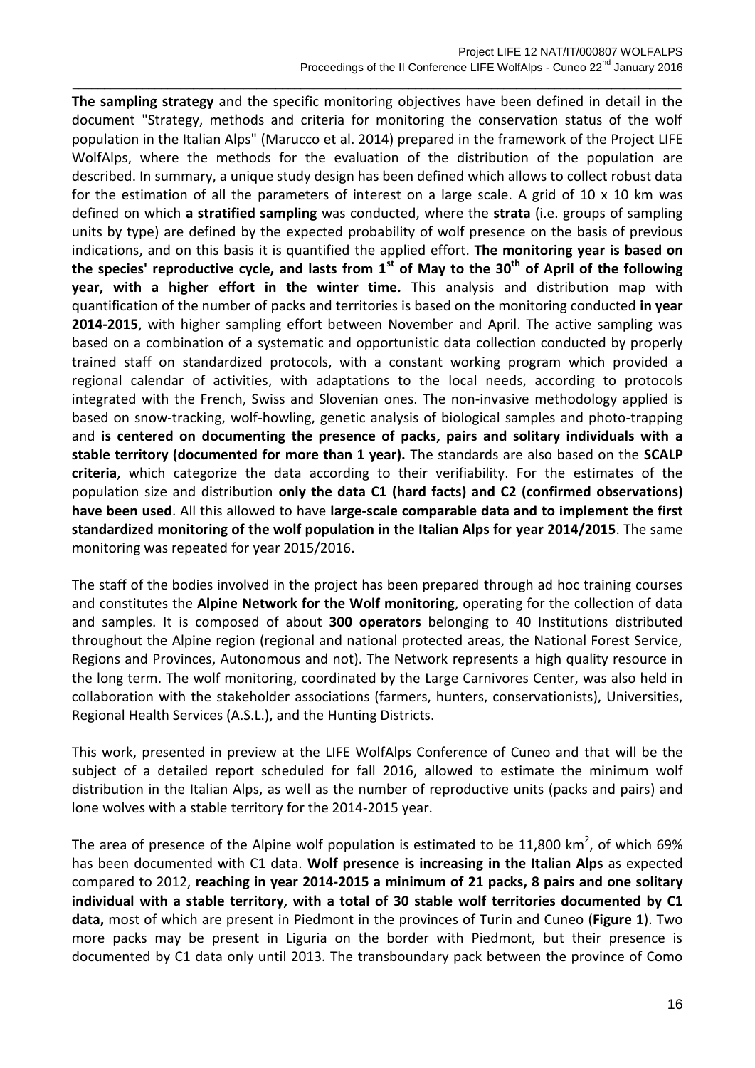**The sampling strategy** and the specific monitoring objectives have been defined in detail in the document "Strategy, methods and criteria for monitoring the conservation status of the wolf population in the Italian Alps" (Marucco et al. 2014) prepared in the framework of the Project LIFE WolfAlps, where the methods for the evaluation of the distribution of the population are described. In summary, a unique study design has been defined which allows to collect robust data for the estimation of all the parameters of interest on a large scale. A grid of 10 x 10 km was defined on which **a stratified sampling** was conducted, where the **strata** (i.e. groups of sampling units by type) are defined by the expected probability of wolf presence on the basis of previous indications, and on this basis it is quantified the applied effort. **The monitoring year is based on the species' reproductive cycle, and lasts from 1st of May to the 30th of April of the following year, with a higher effort in the winter time.** This analysis and distribution map with quantification of the number of packs and territories is based on the monitoring conducted **in year 2014-2015**, with higher sampling effort between November and April. The active sampling was based on a combination of a systematic and opportunistic data collection conducted by properly trained staff on standardized protocols, with a constant working program which provided a regional calendar of activities, with adaptations to the local needs, according to protocols integrated with the French, Swiss and Slovenian ones. The non-invasive methodology applied is based on snow-tracking, wolf-howling, genetic analysis of biological samples and photo-trapping and **is centered on documenting the presence of packs, pairs and solitary individuals with a stable territory (documented for more than 1 year).** The standards are also based on the **SCALP criteria**, which categorize the data according to their verifiability. For the estimates of the population size and distribution **only the data C1 (hard facts) and C2 (confirmed observations) have been used**. All this allowed to have **large-scale comparable data and to implement the first standardized monitoring of the wolf population in the Italian Alps for year 2014/2015**. The same monitoring was repeated for year 2015/2016.

The staff of the bodies involved in the project has been prepared through ad hoc training courses and constitutes the **Alpine Network for the Wolf monitoring**, operating for the collection of data and samples. It is composed of about **300 operators** belonging to 40 Institutions distributed throughout the Alpine region (regional and national protected areas, the National Forest Service, Regions and Provinces, Autonomous and not). The Network represents a high quality resource in the long term. The wolf monitoring, coordinated by the Large Carnivores Center, was also held in collaboration with the stakeholder associations (farmers, hunters, conservationists), Universities, Regional Health Services (A.S.L.), and the Hunting Districts.

This work, presented in preview at the LIFE WolfAlps Conference of Cuneo and that will be the subject of a detailed report scheduled for fall 2016, allowed to estimate the minimum wolf distribution in the Italian Alps, as well as the number of reproductive units (packs and pairs) and lone wolves with a stable territory for the 2014-2015 year.

The area of presence of the Alpine wolf population is estimated to be 11,800 km$^2$, of which 69% has been documented with C1 data. **Wolf presence is increasing in the Italian Alps** as expected compared to 2012, **reaching in year 2014-2015 a minimum of 21 packs, 8 pairs and one solitary individual with a stable territory, with a total of 30 stable wolf territories documented by C1 data,** most of which are present in Piedmont in the provinces of Turin and Cuneo (**Figure 1**). Two more packs may be present in Liguria on the border with Piedmont, but their presence is documented by C1 data only until 2013. The transboundary pack between the province of Como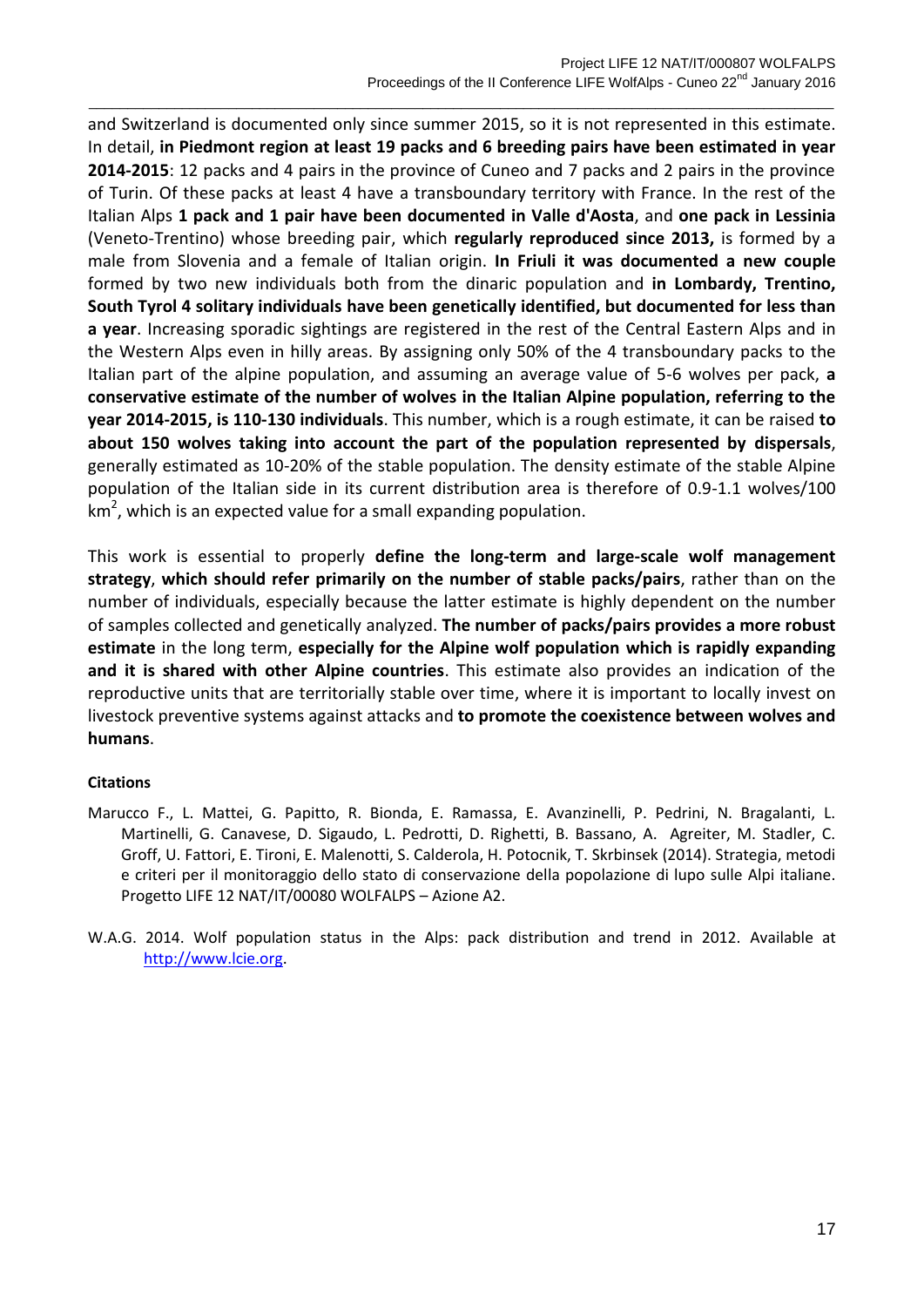and Switzerland is documented only since summer 2015, so it is not represented in this estimate. In detail, **in Piedmont region at least 19 packs and 6 breeding pairs have been estimated in year 2014-2015**: 12 packs and 4 pairs in the province of Cuneo and 7 packs and 2 pairs in the province of Turin. Of these packs at least 4 have a transboundary territory with France. In the rest of the Italian Alps **1 pack and 1 pair have been documented in Valle d'Aosta**, and **one pack in Lessinia** (Veneto-Trentino) whose breeding pair, which **regularly reproduced since 2013,** is formed by a male from Slovenia and a female of Italian origin. **In Friuli it was documented a new couple** formed by two new individuals both from the dinaric population and **in Lombardy, Trentino, South Tyrol 4 solitary individuals have been genetically identified, but documented for less than a year**. Increasing sporadic sightings are registered in the rest of the Central Eastern Alps and in the Western Alps even in hilly areas. By assigning only 50% of the 4 transboundary packs to the Italian part of the alpine population, and assuming an average value of 5-6 wolves per pack, **a conservative estimate of the number of wolves in the Italian Alpine population, referring to the year 2014-2015, is 110-130 individuals**. This number, which is a rough estimate, it can be raised **to about 150 wolves taking into account the part of the population represented by dispersals**, generally estimated as 10-20% of the stable population. The density estimate of the stable Alpine population of the Italian side in its current distribution area is therefore of 0.9-1.1 wolves/100 km$^2$, which is an expected value for a small expanding population.

This work is essential to properly **define the long-term and large-scale wolf management strategy**, **which should refer primarily on the number of stable packs/pairs**, rather than on the number of individuals, especially because the latter estimate is highly dependent on the number of samples collected and genetically analyzed. **The number of packs/pairs provides a more robust estimate** in the long term, **especially for the Alpine wolf population which is rapidly expanding and it is shared with other Alpine countries**. This estimate also provides an indication of the reproductive units that are territorially stable over time, where it is important to locally invest on livestock preventive systems against attacks and **to promote the coexistence between wolves and humans**.

#### Citations

Marucco F., L. Mattei, G. Papitto, R. Bionda, E. Ramassa, E. Avanzinelli, P. Pedrini, N. Bragalanti, L. Martinelli, G. Canavese, D. Sigaudo, L. Pedrotti, D. Righetti, B. Bassano, A. Agreiter, M. Stadler, C. Groff, U. Fattori, E. Tironi, E. Malenotti, S. Calderola, H. Potocnik, T. Skrbinsek (2014). Strategia, metodi e criteri per il monitoraggio dello stato di conservazione della popolazione di lupo sulle Alpi italiane. Progetto LIFE 12 NAT/IT/00080 WOLFALPS – Azione A2.

W.A.G. 2014. Wolf population status in the Alps: pack distribution and trend in 2012. Available at http://www.lcie.org.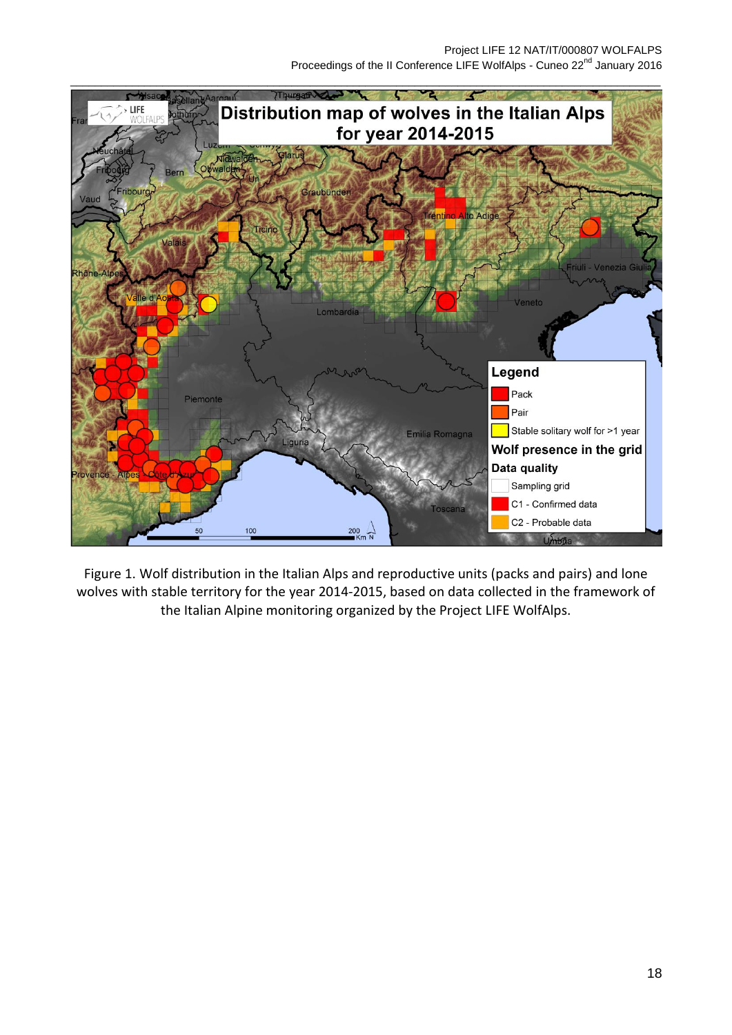Figure 1. Wolf distribution in the Italian Alps and reproductive units (packs and pairs) and lone wolves with stable territory for the year 2014-2015, based on data collected in the framework of the Italian Alpine monitoring organized by the Project LIFE WolfAlps.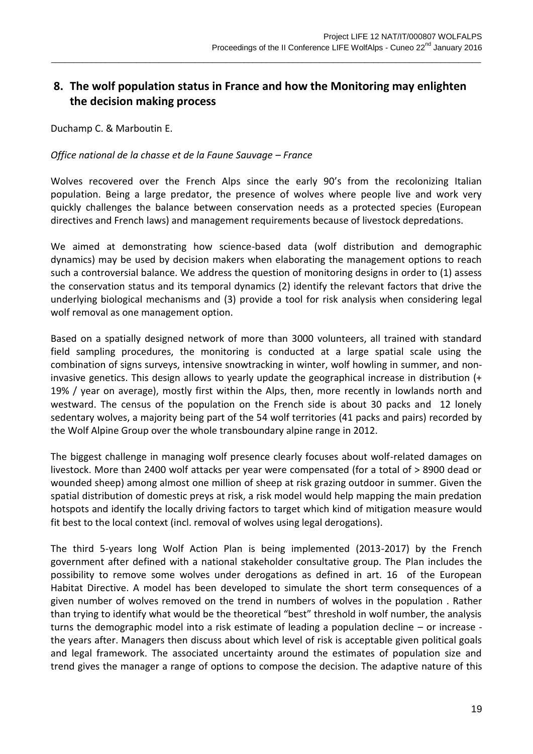## 8. The wolf population status in France and how the Monitoring may enlighten the decision making process

Duchamp C. & Marboutin E.

*Office national de la chasse et de la Faune Sauvage – France*

Wolves recovered over the French Alps since the early 90's from the recolonizing Italian population. Being a large predator, the presence of wolves where people live and work very quickly challenges the balance between conservation needs as a protected species (European directives and French laws) and management requirements because of livestock depredations.

We aimed at demonstrating how science-based data (wolf distribution and demographic dynamics) may be used by decision makers when elaborating the management options to reach such a controversial balance. We address the question of monitoring designs in order to (1) assess the conservation status and its temporal dynamics (2) identify the relevant factors that drive the underlying biological mechanisms and (3) provide a tool for risk analysis when considering legal wolf removal as one management option.

Based on a spatially designed network of more than 3000 volunteers, all trained with standard field sampling procedures, the monitoring is conducted at a large spatial scale using the combination of signs surveys, intensive snowtracking in winter, wolf howling in summer, and non-invasive genetics. This design allows to yearly update the geographical increase in distribution (+ 19% / year on average), mostly first within the Alps, then, more recently in lowlands north and westward. The census of the population on the French side is about 30 packs and 12 lonely sedentary wolves, a majority being part of the 54 wolf territories (41 packs and pairs) recorded by the Wolf Alpine Group over the whole transboundary alpine range in 2012.

The biggest challenge in managing wolf presence clearly focuses about wolf-related damages on livestock. More than 2400 wolf attacks per year were compensated (for a total of > 8900 dead or wounded sheep) among almost one million of sheep at risk grazing outdoor in summer. Given the spatial distribution of domestic preys at risk, a risk model would help mapping the main predation hotspots and identify the locally driving factors to target which kind of mitigation measure would fit best to the local context (incl. removal of wolves using legal derogations).

The third 5-years long Wolf Action Plan is being implemented (2013-2017) by the French government after defined with a national stakeholder consultative group. The Plan includes the possibility to remove some wolves under derogations as defined in art. 16 of the European Habitat Directive. A model has been developed to simulate the short term consequences of a given number of wolves removed on the trend in numbers of wolves in the population . Rather than trying to identify what would be the theoretical "best" threshold in wolf number, the analysis turns the demographic model into a risk estimate of leading a population decline – or increase - the years after. Managers then discuss about which level of risk is acceptable given political goals and legal framework. The associated uncertainty around the estimates of population size and trend gives the manager a range of options to compose the decision. The adaptive nature of this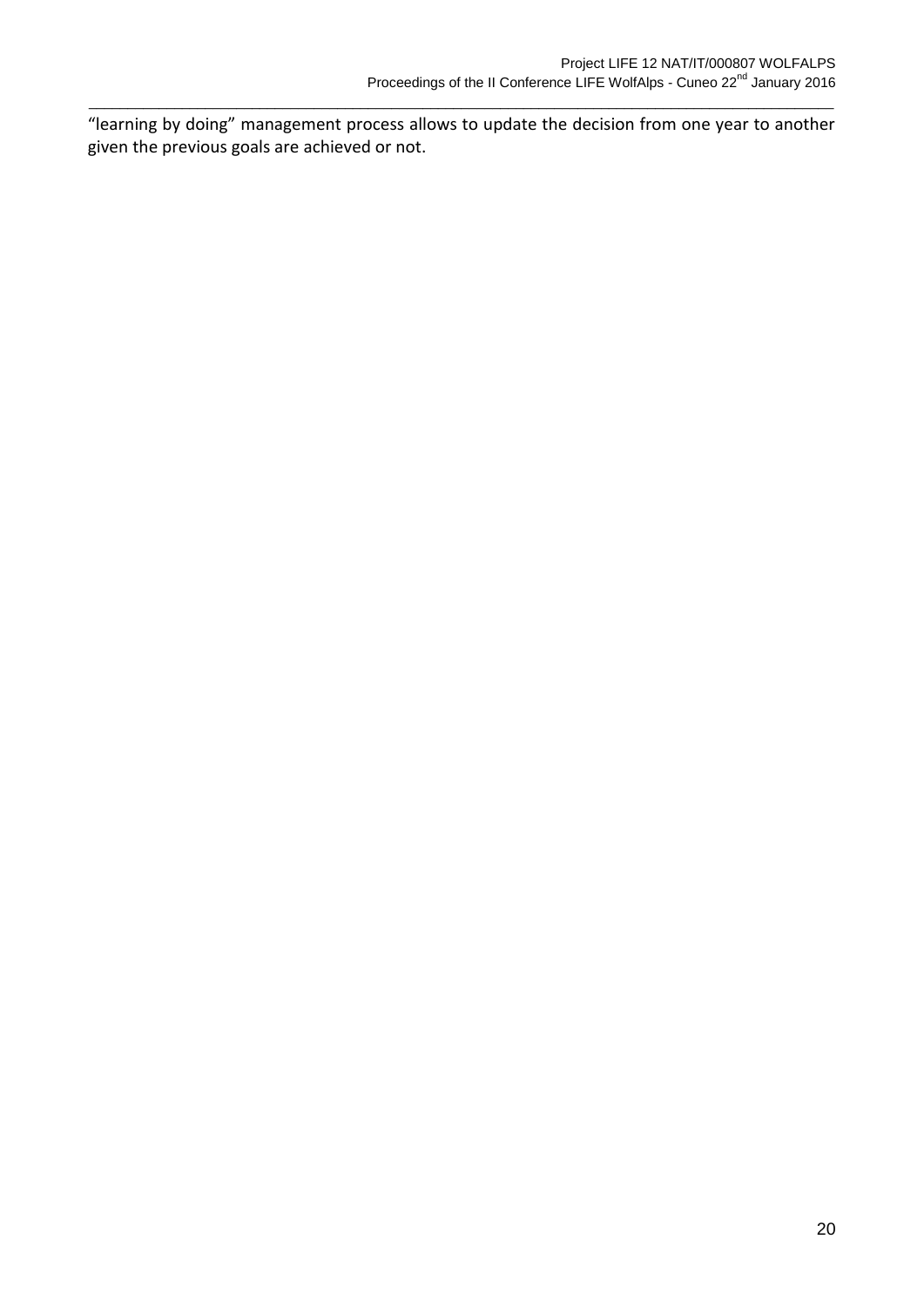"learning by doing" management process allows to update the decision from one year to another given the previous goals are achieved or not.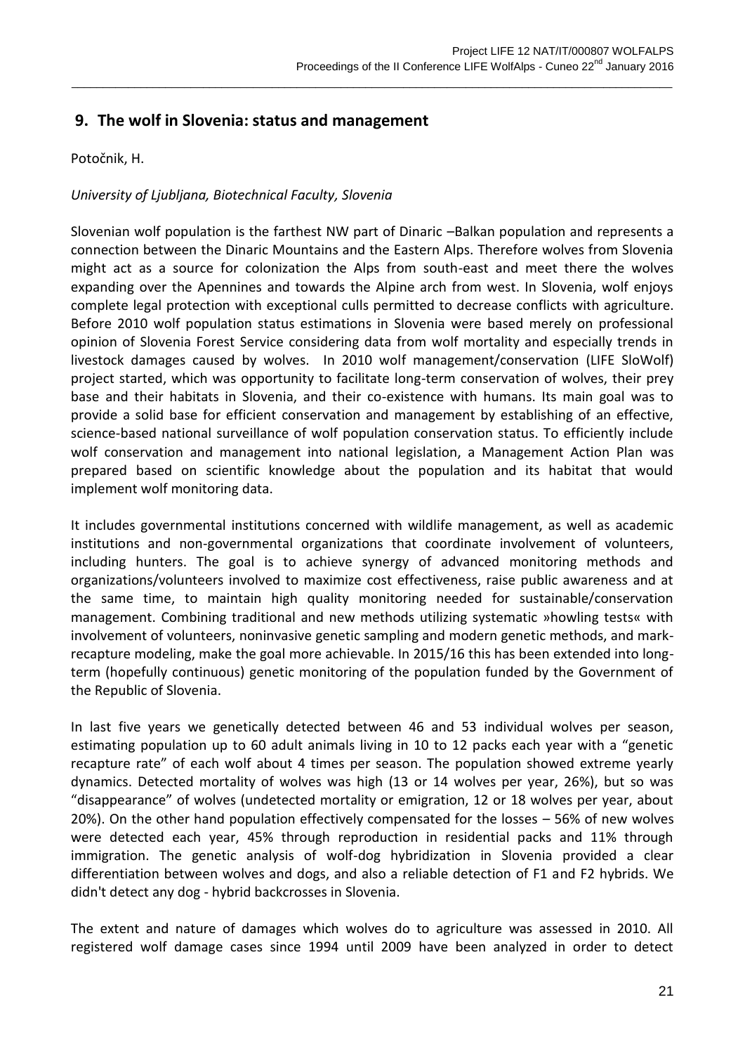## 9. The wolf in Slovenia: status and management

Potočnik, H.

*University of Ljubljana, Biotechnical Faculty, Slovenia*

Slovenian wolf population is the farthest NW part of Dinaric –Balkan population and represents a connection between the Dinaric Mountains and the Eastern Alps. Therefore wolves from Slovenia might act as a source for colonization the Alps from south-east and meet there the wolves expanding over the Apennines and towards the Alpine arch from west. In Slovenia, wolf enjoys complete legal protection with exceptional culls permitted to decrease conflicts with agriculture. Before 2010 wolf population status estimations in Slovenia were based merely on professional opinion of Slovenia Forest Service considering data from wolf mortality and especially trends in livestock damages caused by wolves. In 2010 wolf management/conservation (LIFE SloWolf) project started, which was opportunity to facilitate long-term conservation of wolves, their prey base and their habitats in Slovenia, and their co-existence with humans. Its main goal was to provide a solid base for efficient conservation and management by establishing of an effective, science-based national surveillance of wolf population conservation status. To efficiently include wolf conservation and management into national legislation, a Management Action Plan was prepared based on scientific knowledge about the population and its habitat that would implement wolf monitoring data.

It includes governmental institutions concerned with wildlife management, as well as academic institutions and non-governmental organizations that coordinate involvement of volunteers, including hunters. The goal is to achieve synergy of advanced monitoring methods and organizations/volunteers involved to maximize cost effectiveness, raise public awareness and at the same time, to maintain high quality monitoring needed for sustainable/conservation management. Combining traditional and new methods utilizing systematic »howling tests« with involvement of volunteers, noninvasive genetic sampling and modern genetic methods, and mark-recapture modeling, make the goal more achievable. In 2015/16 this has been extended into long-term (hopefully continuous) genetic monitoring of the population funded by the Government of the Republic of Slovenia.

In last five years we genetically detected between 46 and 53 individual wolves per season, estimating population up to 60 adult animals living in 10 to 12 packs each year with a "genetic recapture rate" of each wolf about 4 times per season. The population showed extreme yearly dynamics. Detected mortality of wolves was high (13 or 14 wolves per year, 26%), but so was "disappearance" of wolves (undetected mortality or emigration, 12 or 18 wolves per year, about 20%). On the other hand population effectively compensated for the losses – 56% of new wolves were detected each year, 45% through reproduction in residential packs and 11% through immigration. The genetic analysis of wolf-dog hybridization in Slovenia provided a clear differentiation between wolves and dogs, and also a reliable detection of F1 and F2 hybrids. We didn't detect any dog - hybrid backcrosses in Slovenia.

The extent and nature of damages which wolves do to agriculture was assessed in 2010. All registered wolf damage cases since 1994 until 2009 have been analyzed in order to detect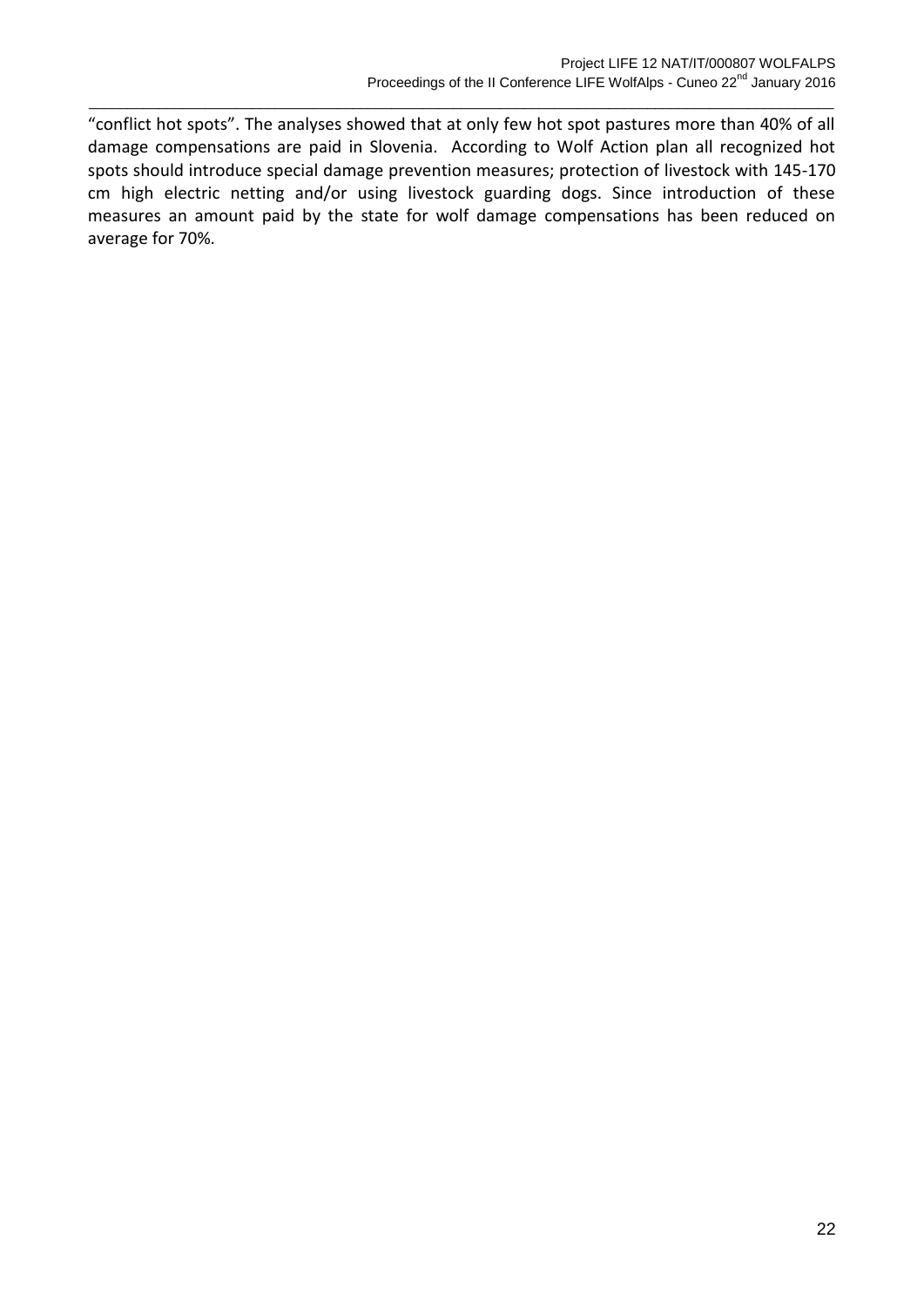"conflict hot spots". The analyses showed that at only few hot spot pastures more than 40% of all damage compensations are paid in Slovenia. According to Wolf Action plan all recognized hot spots should introduce special damage prevention measures; protection of livestock with 145-170 cm high electric netting and/or using livestock guarding dogs. Since introduction of these measures an amount paid by the state for wolf damage compensations has been reduced on average for 70%.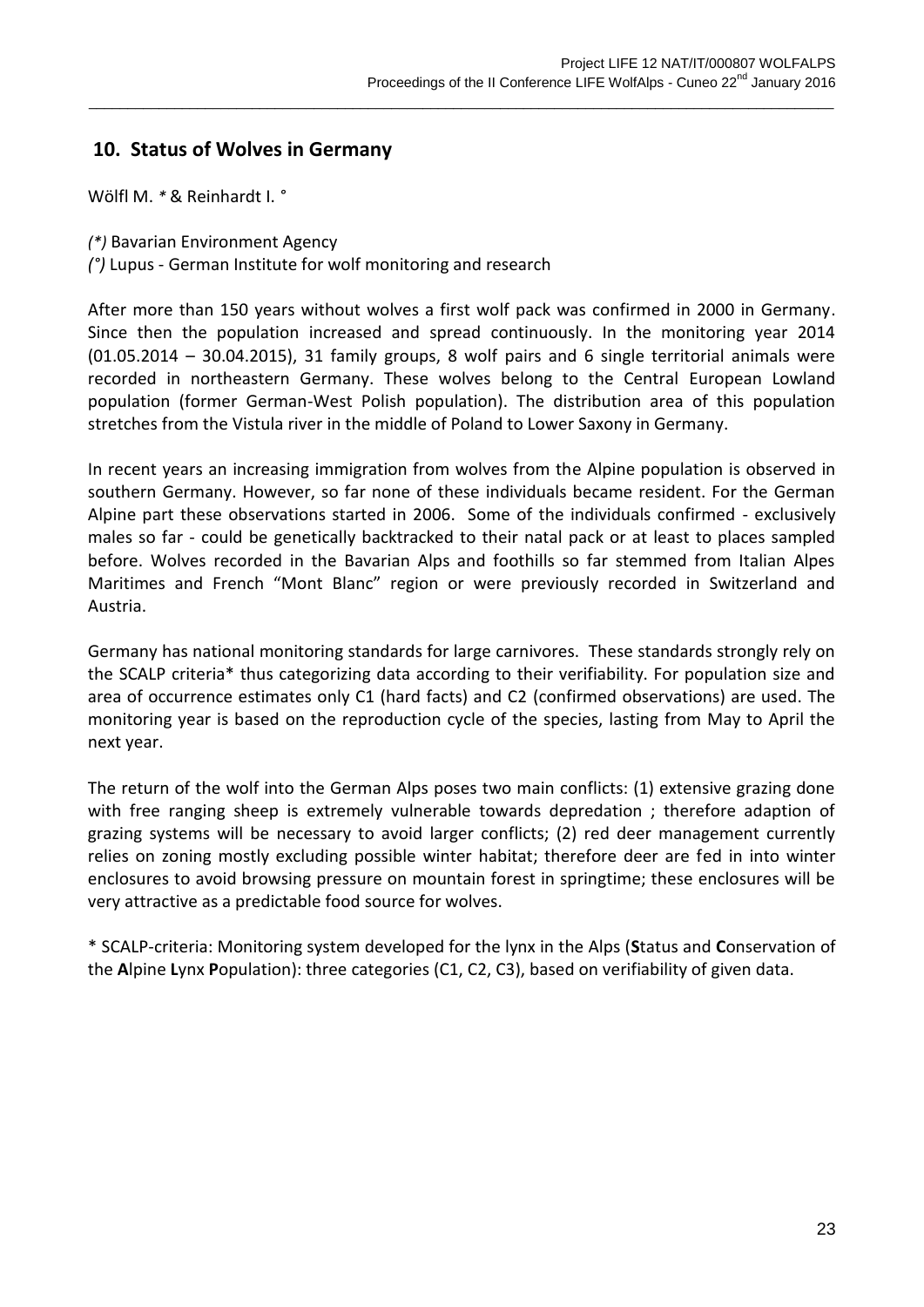## 10. Status of Wolves in Germany

Wölfl M. * & Reinhardt I. °

*(\*)* Bavarian Environment Agency

*(°)* Lupus - German Institute for wolf monitoring and research

After more than 150 years without wolves a first wolf pack was confirmed in 2000 in Germany. Since then the population increased and spread continuously. In the monitoring year 2014 (01.05.2014 – 30.04.2015), 31 family groups, 8 wolf pairs and 6 single territorial animals were recorded in northeastern Germany. These wolves belong to the Central European Lowland population (former German-West Polish population). The distribution area of this population stretches from the Vistula river in the middle of Poland to Lower Saxony in Germany.

In recent years an increasing immigration from wolves from the Alpine population is observed in southern Germany. However, so far none of these individuals became resident. For the German Alpine part these observations started in 2006. Some of the individuals confirmed - exclusively males so far - could be genetically backtracked to their natal pack or at least to places sampled before. Wolves recorded in the Bavarian Alps and foothills so far stemmed from Italian Alpes Maritimes and French "Mont Blanc" region or were previously recorded in Switzerland and Austria.

Germany has national monitoring standards for large carnivores. These standards strongly rely on the SCALP criteria* thus categorizing data according to their verifiability. For population size and area of occurrence estimates only C1 (hard facts) and C2 (confirmed observations) are used. The monitoring year is based on the reproduction cycle of the species, lasting from May to April the next year.

The return of the wolf into the German Alps poses two main conflicts: (1) extensive grazing done with free ranging sheep is extremely vulnerable towards depredation ; therefore adaption of grazing systems will be necessary to avoid larger conflicts; (2) red deer management currently relies on zoning mostly excluding possible winter habitat; therefore deer are fed in into winter enclosures to avoid browsing pressure on mountain forest in springtime; these enclosures will be very attractive as a predictable food source for wolves.

\* SCALP-criteria: Monitoring system developed for the lynx in the Alps (**S**tatus and **C**onservation of the **A**lpine **L**ynx **P**opulation): three categories (C1, C2, C3), based on verifiability of given data.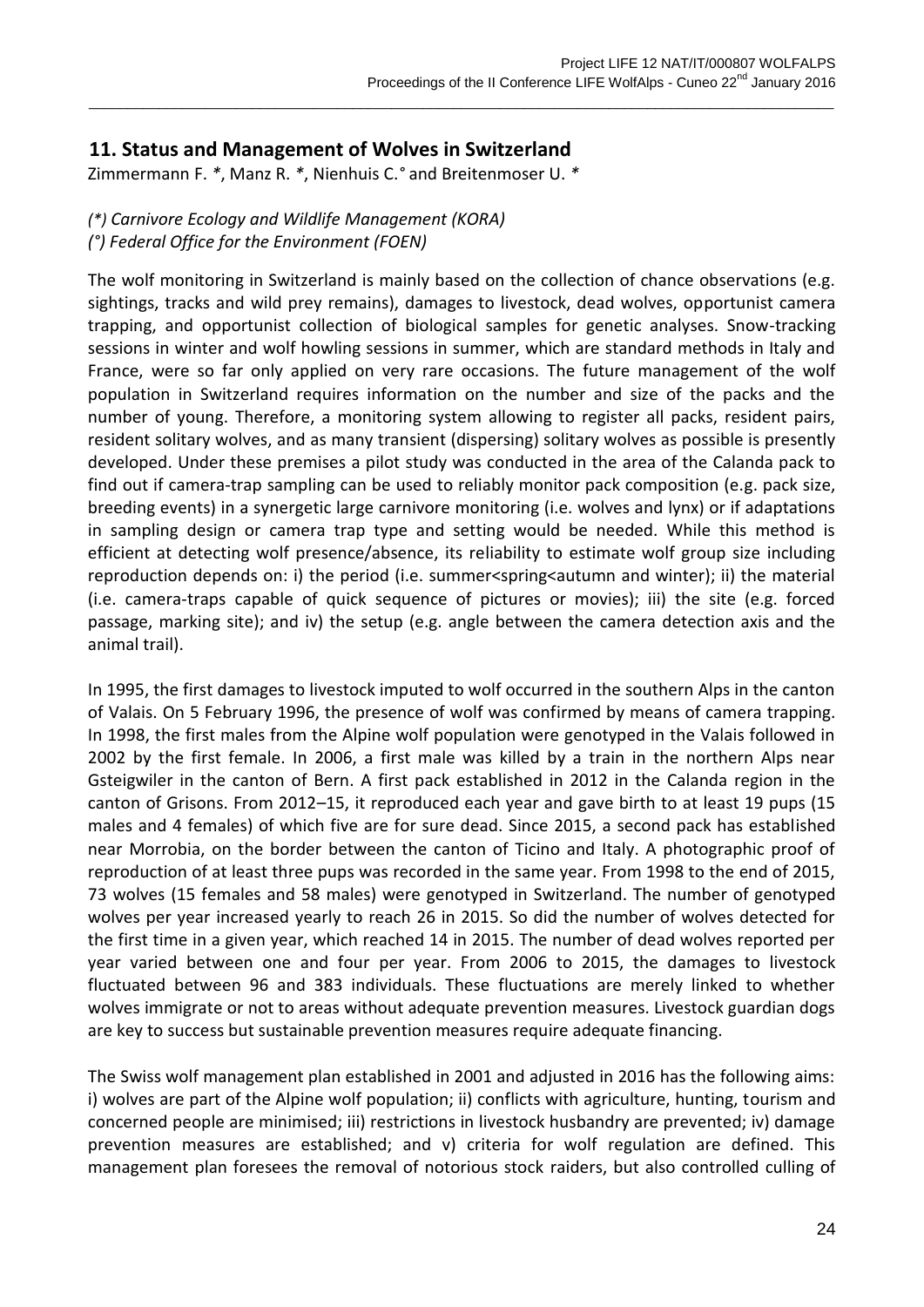## 11. Status and Management of Wolves in Switzerland

Zimmermann F. *, Manz R. *, Nienhuis C.° and Breitenmoser U. *

*(*) Carnivore Ecology and Wildlife Management (KORA)*
*(°) Federal Office for the Environment (FOEN)*

The wolf monitoring in Switzerland is mainly based on the collection of chance observations (e.g. sightings, tracks and wild prey remains), damages to livestock, dead wolves, opportunist camera trapping, and opportunist collection of biological samples for genetic analyses. Snow-tracking sessions in winter and wolf howling sessions in summer, which are standard methods in Italy and France, were so far only applied on very rare occasions. The future management of the wolf population in Switzerland requires information on the number and size of the packs and the number of young. Therefore, a monitoring system allowing to register all packs, resident pairs, resident solitary wolves, and as many transient (dispersing) solitary wolves as possible is presently developed. Under these premises a pilot study was conducted in the area of the Calanda pack to find out if camera-trap sampling can be used to reliably monitor pack composition (e.g. pack size, breeding events) in a synergetic large carnivore monitoring (i.e. wolves and lynx) or if adaptations in sampling design or camera trap type and setting would be needed. While this method is efficient at detecting wolf presence/absence, its reliability to estimate wolf group size including reproduction depends on: i) the period (i.e. summer<spring<autumn and winter); ii) the material (i.e. camera-traps capable of quick sequence of pictures or movies); iii) the site (e.g. forced passage, marking site); and iv) the setup (e.g. angle between the camera detection axis and the animal trail).

In 1995, the first damages to livestock imputed to wolf occurred in the southern Alps in the canton of Valais. On 5 February 1996, the presence of wolf was confirmed by means of camera trapping. In 1998, the first males from the Alpine wolf population were genotyped in the Valais followed in 2002 by the first female. In 2006, a first male was killed by a train in the northern Alps near Gsteigwiler in the canton of Bern. A first pack established in 2012 in the Calanda region in the canton of Grisons. From 2012–15, it reproduced each year and gave birth to at least 19 pups (15 males and 4 females) of which five are for sure dead. Since 2015, a second pack has established near Morrobia, on the border between the canton of Ticino and Italy. A photographic proof of reproduction of at least three pups was recorded in the same year. From 1998 to the end of 2015, 73 wolves (15 females and 58 males) were genotyped in Switzerland. The number of genotyped wolves per year increased yearly to reach 26 in 2015. So did the number of wolves detected for the first time in a given year, which reached 14 in 2015. The number of dead wolves reported per year varied between one and four per year. From 2006 to 2015, the damages to livestock fluctuated between 96 and 383 individuals. These fluctuations are merely linked to whether wolves immigrate or not to areas without adequate prevention measures. Livestock guardian dogs are key to success but sustainable prevention measures require adequate financing.

The Swiss wolf management plan established in 2001 and adjusted in 2016 has the following aims: i) wolves are part of the Alpine wolf population; ii) conflicts with agriculture, hunting, tourism and concerned people are minimised; iii) restrictions in livestock husbandry are prevented; iv) damage prevention measures are established; and v) criteria for wolf regulation are defined. This management plan foresees the removal of notorious stock raiders, but also controlled culling of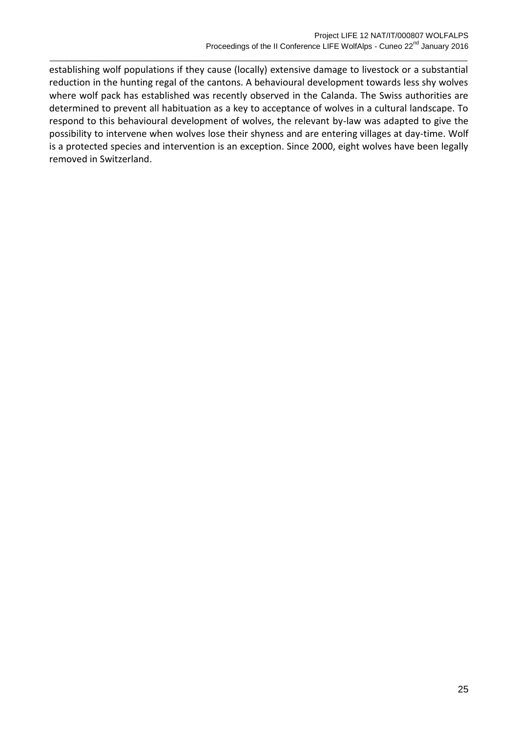establishing wolf populations if they cause (locally) extensive damage to livestock or a substantial reduction in the hunting regal of the cantons. A behavioural development towards less shy wolves where wolf pack has established was recently observed in the Calanda. The Swiss authorities are determined to prevent all habituation as a key to acceptance of wolves in a cultural landscape. To respond to this behavioural development of wolves, the relevant by-law was adapted to give the possibility to intervene when wolves lose their shyness and are entering villages at day-time. Wolf is a protected species and intervention is an exception. Since 2000, eight wolves have been legally removed in Switzerland.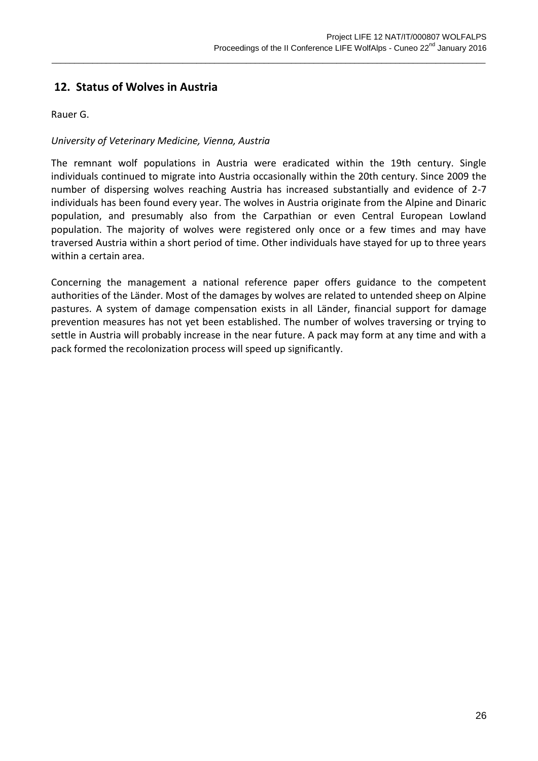## 12. Status of Wolves in Austria

Rauer G.

*University of Veterinary Medicine, Vienna, Austria*

The remnant wolf populations in Austria were eradicated within the 19th century. Single individuals continued to migrate into Austria occasionally within the 20th century. Since 2009 the number of dispersing wolves reaching Austria has increased substantially and evidence of 2-7 individuals has been found every year. The wolves in Austria originate from the Alpine and Dinaric population, and presumably also from the Carpathian or even Central European Lowland population. The majority of wolves were registered only once or a few times and may have traversed Austria within a short period of time. Other individuals have stayed for up to three years within a certain area.

Concerning the management a national reference paper offers guidance to the competent authorities of the Länder. Most of the damages by wolves are related to untended sheep on Alpine pastures. A system of damage compensation exists in all Länder, financial support for damage prevention measures has not yet been established. The number of wolves traversing or trying to settle in Austria will probably increase in the near future. A pack may form at any time and with a pack formed the recolonization process will speed up significantly.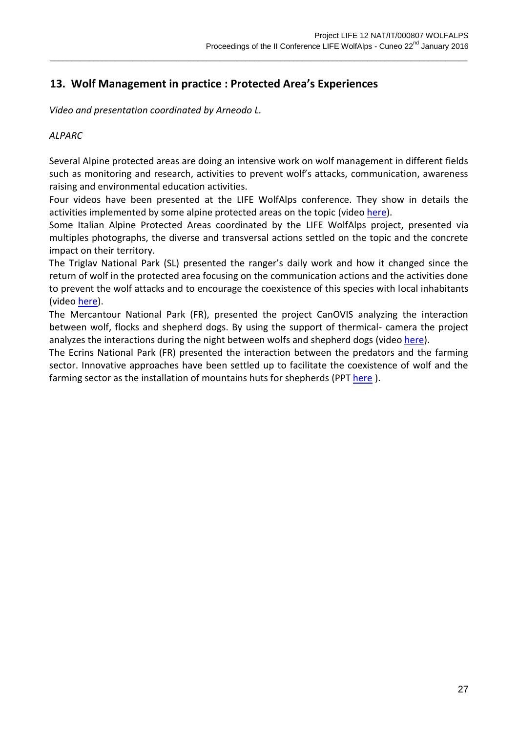## 13. Wolf Management in practice : Protected Area's Experiences

*Video and presentation coordinated by Arneodo L.*

*ALPARC*

Several Alpine protected areas are doing an intensive work on wolf management in different fields such as monitoring and research, activities to prevent wolf's attacks, communication, awareness raising and environmental education activities.
Four videos have been presented at the LIFE WolfAlps conference. They show in details the activities implemented by some alpine protected areas on the topic (video here).
Some Italian Alpine Protected Areas coordinated by the LIFE WolfAlps project, presented via multiples photographs, the diverse and transversal actions settled on the topic and the concrete impact on their territory.
The Triglav National Park (SL) presented the ranger's daily work and how it changed since the return of wolf in the protected area focusing on the communication actions and the activities done to prevent the wolf attacks and to encourage the coexistence of this species with local inhabitants (video here).
The Mercantour National Park (FR), presented the project CanOVIS analyzing the interaction between wolf, flocks and shepherd dogs. By using the support of thermical- camera the project analyzes the interactions during the night between wolfs and shepherd dogs (video here).
The Ecrins National Park (FR) presented the interaction between the predators and the farming sector. Innovative approaches have been settled up to facilitate the coexistence of wolf and the farming sector as the installation of mountains huts for shepherds (PPT here ).